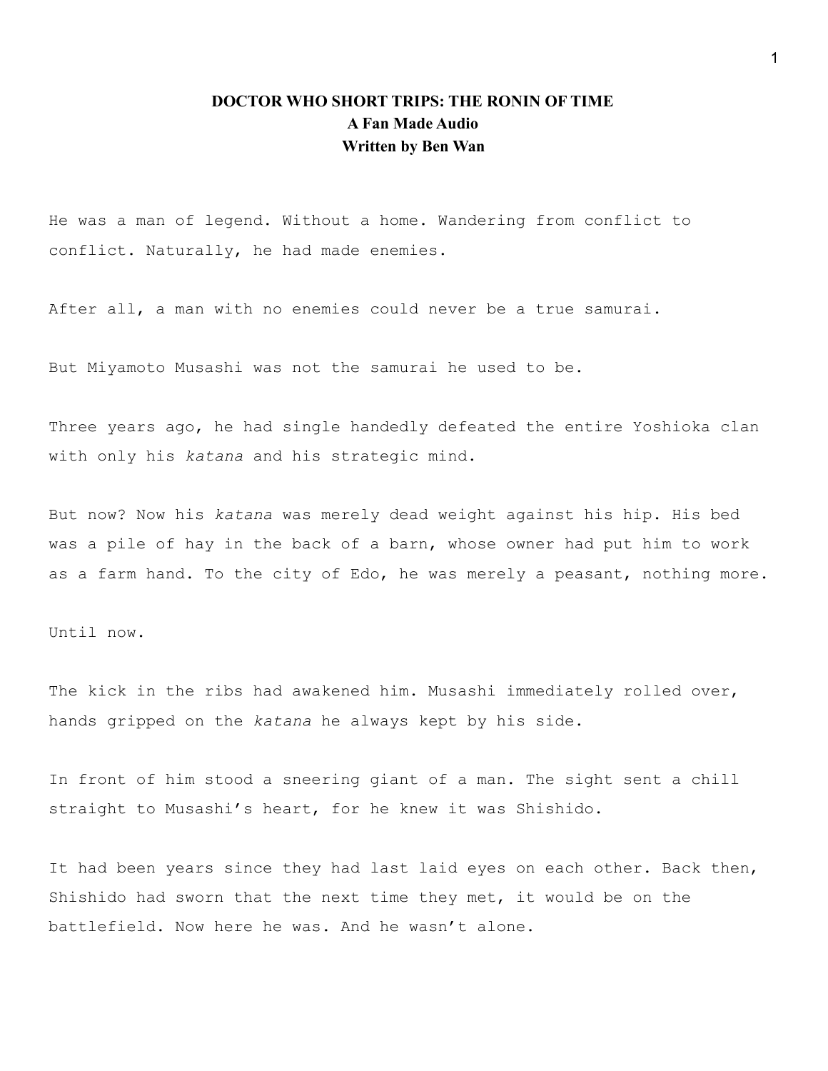**DOCTOR WHO SHORT TRIPS: THE RONIN OF TIME**
**A Fan Made Audio**
**Written by Ben Wan**

He was a man of legend. Without a home. Wandering from conflict to conflict. Naturally, he had made enemies.

After all, a man with no enemies could never be a true samurai.

But Miyamoto Musashi was not the samurai he used to be.

Three years ago, he had single handedly defeated the entire Yoshioka clan with only his *katana* and his strategic mind.

But now? Now his *katana* was merely dead weight against his hip. His bed was a pile of hay in the back of a barn, whose owner had put him to work as a farm hand. To the city of Edo, he was merely a peasant, nothing more.

Until now.

The kick in the ribs had awakened him. Musashi immediately rolled over, hands gripped on the *katana* he always kept by his side.

In front of him stood a sneering giant of a man. The sight sent a chill straight to Musashi's heart, for he knew it was Shishido.

It had been years since they had last laid eyes on each other. Back then, Shishido had sworn that the next time they met, it would be on the battlefield. Now here he was. And he wasn't alone.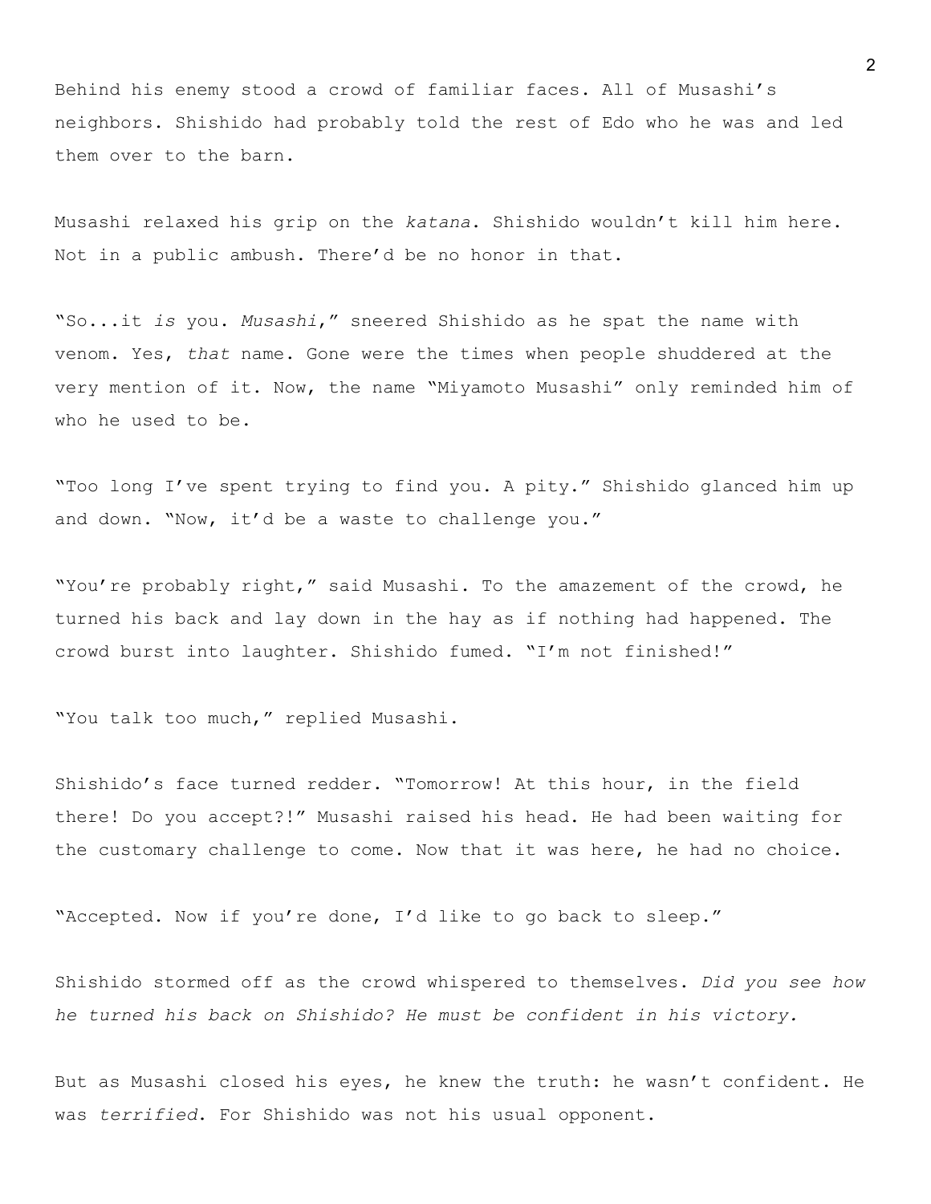Behind his enemy stood a crowd of familiar faces. All of Musashi's neighbors. Shishido had probably told the rest of Edo who he was and led them over to the barn.

Musashi relaxed his grip on the *katana*. Shishido wouldn't kill him here. Not in a public ambush. There'd be no honor in that.

"So...it *is* you. *Musashi*," sneered Shishido as he spat the name with venom. Yes, *that* name. Gone were the times when people shuddered at the very mention of it. Now, the name "Miyamoto Musashi" only reminded him of who he used to be.

"Too long I've spent trying to find you. A pity." Shishido glanced him up and down. "Now, it'd be a waste to challenge you."

"You're probably right," said Musashi. To the amazement of the crowd, he turned his back and lay down in the hay as if nothing had happened. The crowd burst into laughter. Shishido fumed. "I'm not finished!"

"You talk too much," replied Musashi.

Shishido's face turned redder. "Tomorrow! At this hour, in the field there! Do you accept?!" Musashi raised his head. He had been waiting for the customary challenge to come. Now that it was here, he had no choice.

"Accepted. Now if you're done, I'd like to go back to sleep."

Shishido stormed off as the crowd whispered to themselves. *Did you see how he turned his back on Shishido? He must be confident in his victory.*

But as Musashi closed his eyes, he knew the truth: he wasn't confident. He was *terrified*. For Shishido was not his usual opponent.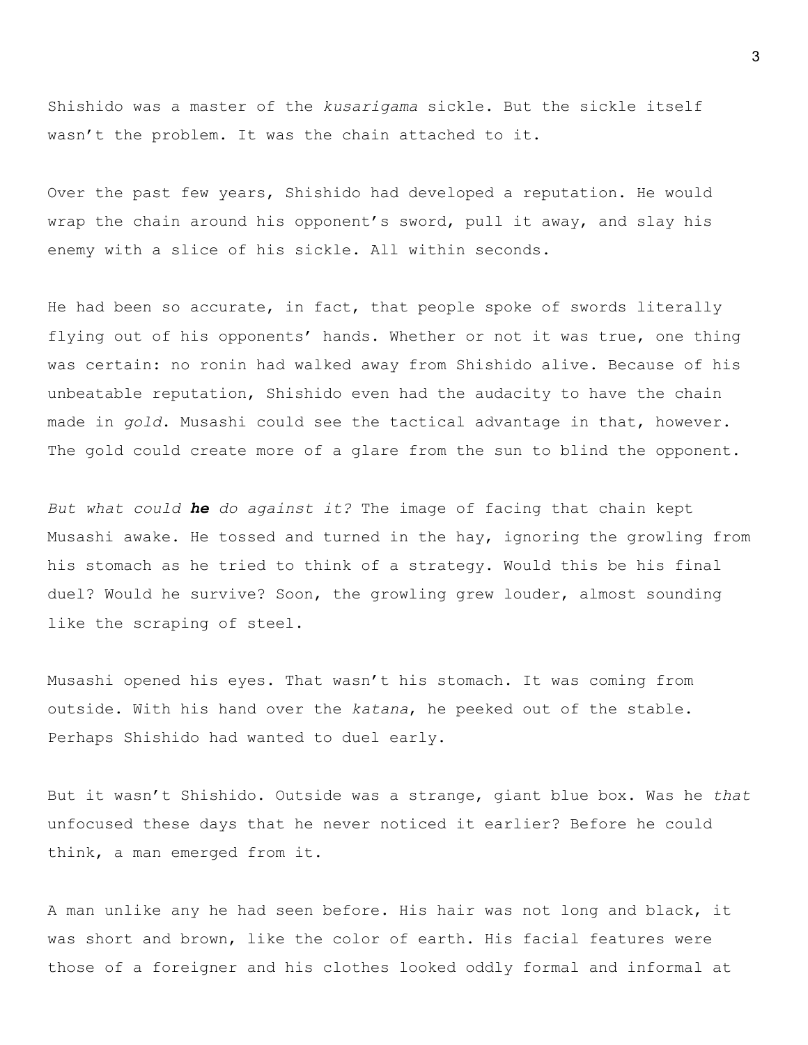Shishido was a master of the *kusarigama* sickle. But the sickle itself wasn't the problem. It was the chain attached to it.

Over the past few years, Shishido had developed a reputation. He would wrap the chain around his opponent's sword, pull it away, and slay his enemy with a slice of his sickle. All within seconds.

He had been so accurate, in fact, that people spoke of swords literally flying out of his opponents' hands. Whether or not it was true, one thing was certain: no ronin had walked away from Shishido alive. Because of his unbeatable reputation, Shishido even had the audacity to have the chain made in *gold*. Musashi could see the tactical advantage in that, however. The gold could create more of a glare from the sun to blind the opponent.

*But what could* ***he*** *do against it?* The image of facing that chain kept Musashi awake. He tossed and turned in the hay, ignoring the growling from his stomach as he tried to think of a strategy. Would this be his final duel? Would he survive? Soon, the growling grew louder, almost sounding like the scraping of steel.

Musashi opened his eyes. That wasn't his stomach. It was coming from outside. With his hand over the *katana*, he peeked out of the stable. Perhaps Shishido had wanted to duel early.

But it wasn't Shishido. Outside was a strange, giant blue box. Was he *that* unfocused these days that he never noticed it earlier? Before he could think, a man emerged from it.

A man unlike any he had seen before. His hair was not long and black, it was short and brown, like the color of earth. His facial features were those of a foreigner and his clothes looked oddly formal and informal at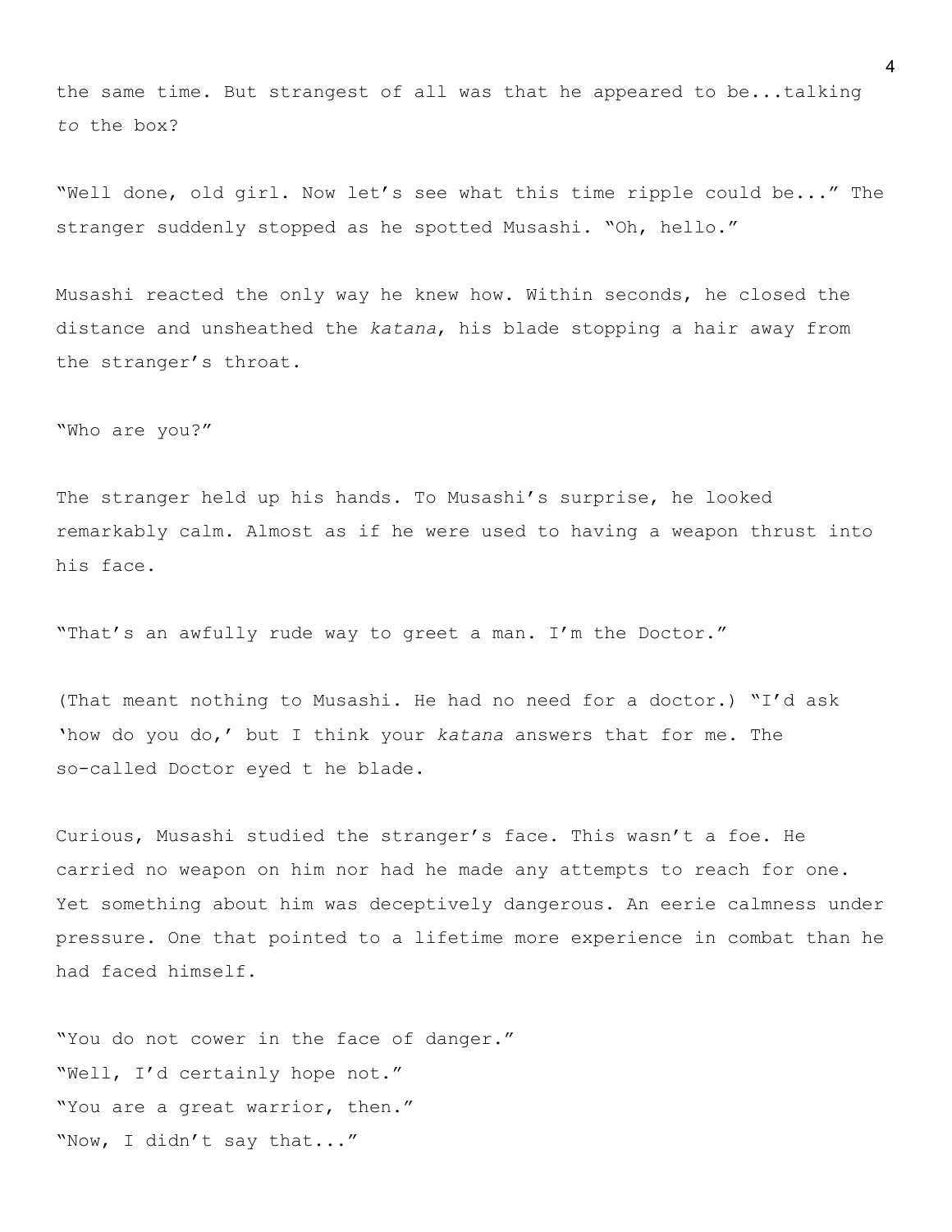the same time. But strangest of all was that he appeared to be...talking *to* the box?

“Well done, old girl. Now let’s see what this time ripple could be...” The stranger suddenly stopped as he spotted Musashi. “Oh, hello.”

Musashi reacted the only way he knew how. Within seconds, he closed the distance and unsheathed the *katana*, his blade stopping a hair away from the stranger’s throat.

“Who are you?”

The stranger held up his hands. To Musashi’s surprise, he looked remarkably calm. Almost as if he were used to having a weapon thrust into his face.

“That’s an awfully rude way to greet a man. I’m the Doctor.”

(That meant nothing to Musashi. He had no need for a doctor.) “I’d ask ‘how do you do,’ but I think your *katana* answers that for me. The so-called Doctor eyed t he blade.

Curious, Musashi studied the stranger’s face. This wasn’t a foe. He carried no weapon on him nor had he made any attempts to reach for one. Yet something about him was deceptively dangerous. An eerie calmness under pressure. One that pointed to a lifetime more experience in combat than he had faced himself.

“You do not cower in the face of danger.”
“Well, I’d certainly hope not.”
“You are a great warrior, then.”
“Now, I didn’t say that...”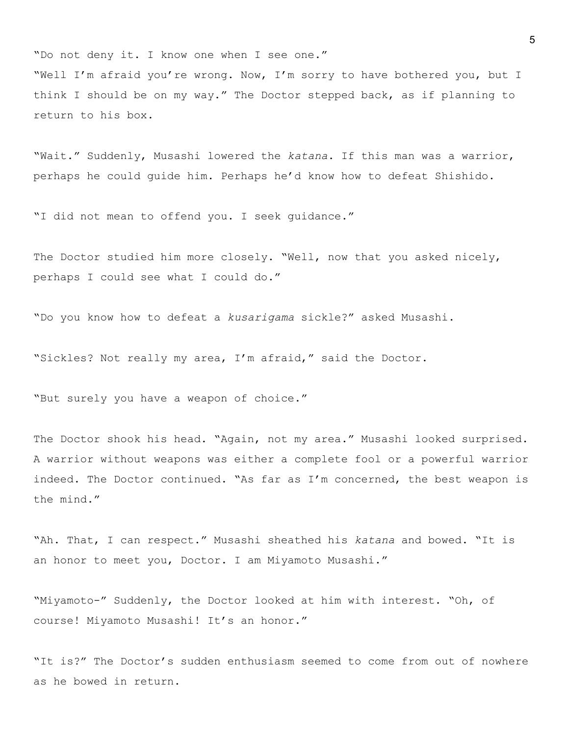"Do not deny it. I know one when I see one."
"Well I'm afraid you're wrong. Now, I'm sorry to have bothered you, but I think I should be on my way." The Doctor stepped back, as if planning to return to his box.

"Wait." Suddenly, Musashi lowered the *katana*. If this man was a warrior, perhaps he could guide him. Perhaps he'd know how to defeat Shishido.

"I did not mean to offend you. I seek guidance."

The Doctor studied him more closely. "Well, now that you asked nicely, perhaps I could see what I could do."

"Do you know how to defeat a *kusarigama* sickle?" asked Musashi.

"Sickles? Not really my area, I'm afraid," said the Doctor.

"But surely you have a weapon of choice."

The Doctor shook his head. "Again, not my area." Musashi looked surprised. A warrior without weapons was either a complete fool or a powerful warrior indeed. The Doctor continued. "As far as I'm concerned, the best weapon is the mind."

"Ah. That, I can respect." Musashi sheathed his *katana* and bowed. "It is an honor to meet you, Doctor. I am Miyamoto Musashi."

"Miyamoto-" Suddenly, the Doctor looked at him with interest. "Oh, of course! Miyamoto Musashi! It's an honor."

"It is?" The Doctor's sudden enthusiasm seemed to come from out of nowhere as he bowed in return.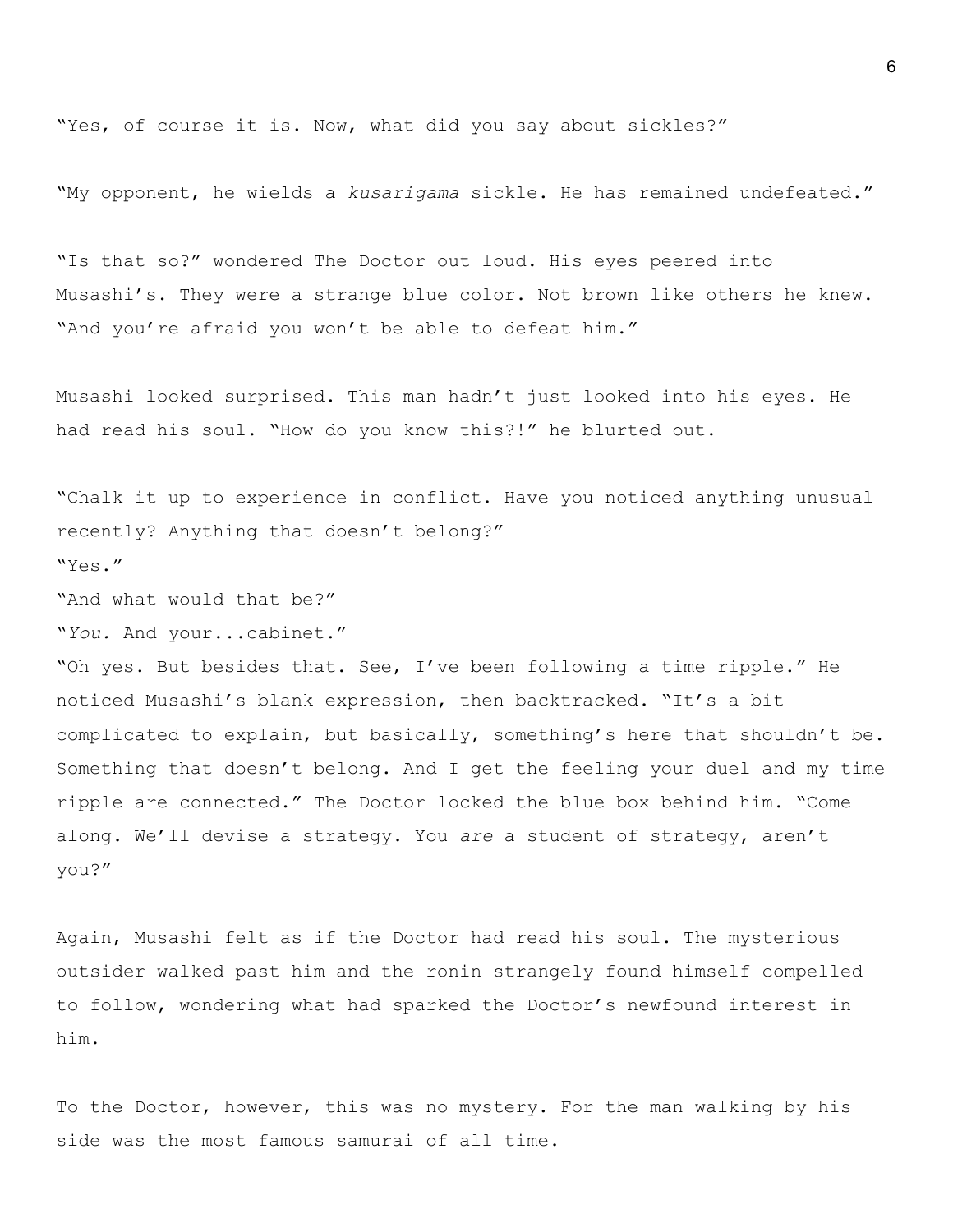"Yes, of course it is. Now, what did you say about sickles?"

"My opponent, he wields a *kusarigama* sickle. He has remained undefeated."

"Is that so?" wondered The Doctor out loud. His eyes peered into Musashi's. They were a strange blue color. Not brown like others he knew. "And you're afraid you won't be able to defeat him."

Musashi looked surprised. This man hadn't just looked into his eyes. He had read his soul. "How do you know this?!" he blurted out.

"Chalk it up to experience in conflict. Have you noticed anything unusual recently? Anything that doesn't belong?"
"Yes."
"And what would that be?"
"*You.* And your...cabinet."
"Oh yes. But besides that. See, I've been following a time ripple." He noticed Musashi's blank expression, then backtracked. "It's a bit complicated to explain, but basically, something's here that shouldn't be. Something that doesn't belong. And I get the feeling your duel and my time ripple are connected." The Doctor locked the blue box behind him. "Come along. We'll devise a strategy. You *are* a student of strategy, aren't you?"

Again, Musashi felt as if the Doctor had read his soul. The mysterious outsider walked past him and the ronin strangely found himself compelled to follow, wondering what had sparked the Doctor's newfound interest in him.

To the Doctor, however, this was no mystery. For the man walking by his side was the most famous samurai of all time.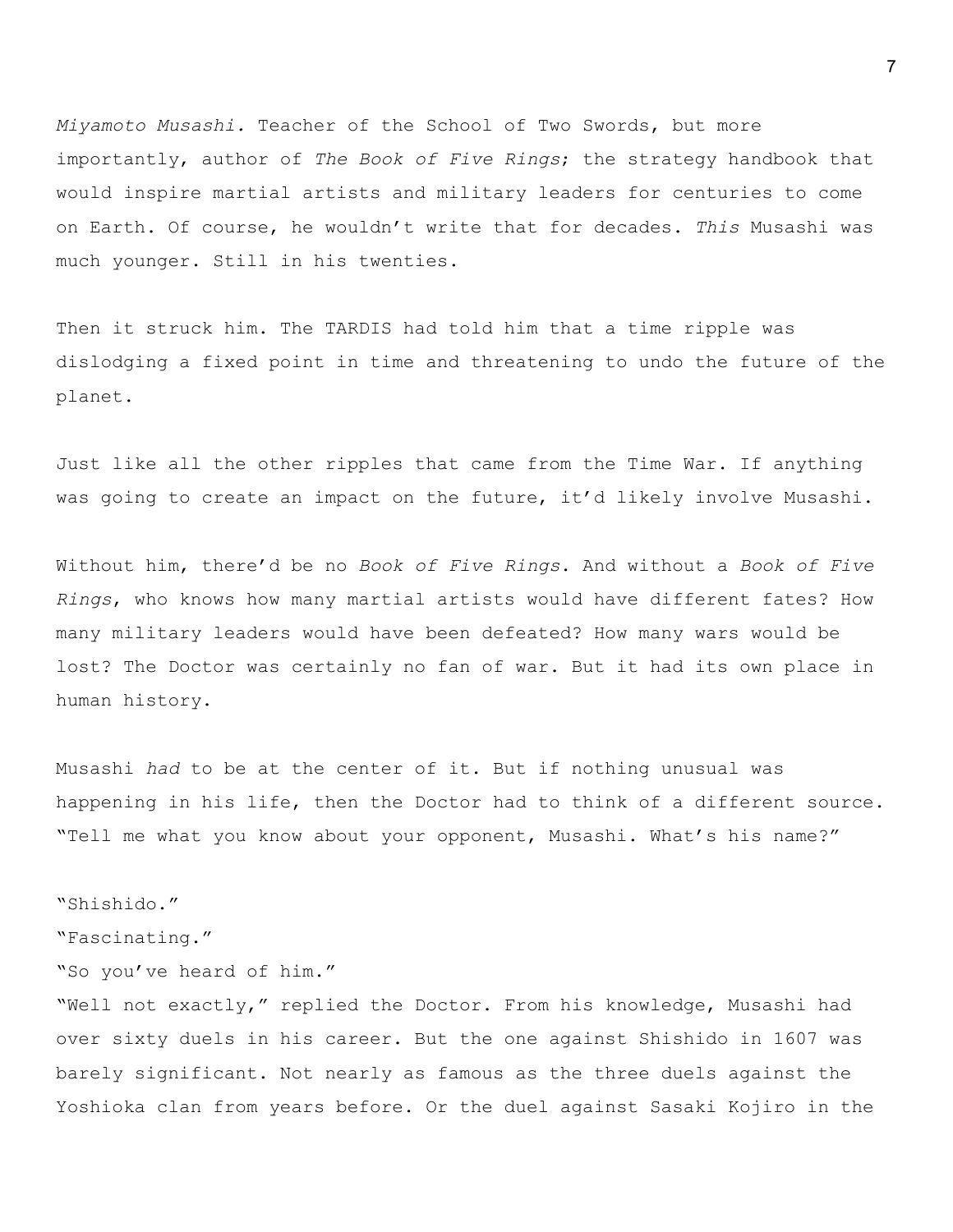*Miyamoto Musashi.* Teacher of the School of Two Swords, but more importantly, author of *The Book of Five Rings*; the strategy handbook that would inspire martial artists and military leaders for centuries to come on Earth. Of course, he wouldn't write that for decades. *This* Musashi was much younger. Still in his twenties.

Then it struck him. The TARDIS had told him that a time ripple was dislodging a fixed point in time and threatening to undo the future of the planet.

Just like all the other ripples that came from the Time War. If anything was going to create an impact on the future, it'd likely involve Musashi.

Without him, there'd be no *Book of Five Rings*. And without a *Book of Five Rings*, who knows how many martial artists would have different fates? How many military leaders would have been defeated? How many wars would be lost? The Doctor was certainly no fan of war. But it had its own place in human history.

Musashi *had* to be at the center of it. But if nothing unusual was happening in his life, then the Doctor had to think of a different source. "Tell me what you know about your opponent, Musashi. What's his name?"

"Shishido."

"Fascinating."

"So you've heard of him."

"Well not exactly," replied the Doctor. From his knowledge, Musashi had over sixty duels in his career. But the one against Shishido in 1607 was barely significant. Not nearly as famous as the three duels against the Yoshioka clan from years before. Or the duel against Sasaki Kojiro in the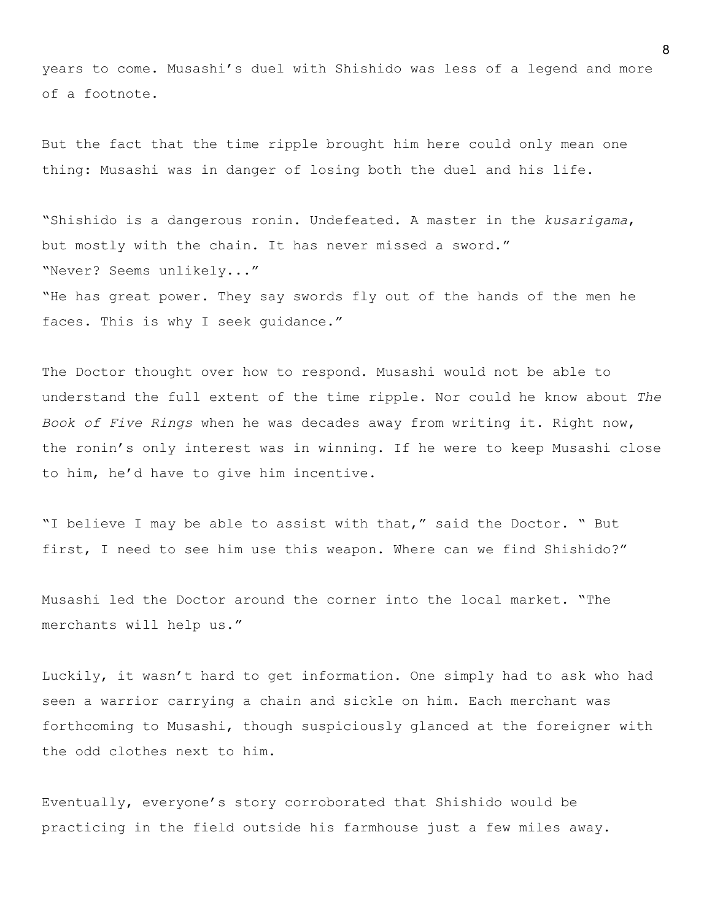years to come. Musashi’s duel with Shishido was less of a legend and more of a footnote.

But the fact that the time ripple brought him here could only mean one thing: Musashi was in danger of losing both the duel and his life.

“Shishido is a dangerous ronin. Undefeated. A master in the *kusarigama*, but mostly with the chain. It has never missed a sword.”
“Never? Seems unlikely...”
“He has great power. They say swords fly out of the hands of the men he faces. This is why I seek guidance.”

The Doctor thought over how to respond. Musashi would not be able to understand the full extent of the time ripple. Nor could he know about *The Book of Five Rings* when he was decades away from writing it. Right now, the ronin’s only interest was in winning. If he were to keep Musashi close to him, he’d have to give him incentive.

“I believe I may be able to assist with that,” said the Doctor. “ But first, I need to see him use this weapon. Where can we find Shishido?”

Musashi led the Doctor around the corner into the local market. “The merchants will help us.”

Luckily, it wasn’t hard to get information. One simply had to ask who had seen a warrior carrying a chain and sickle on him. Each merchant was forthcoming to Musashi, though suspiciously glanced at the foreigner with the odd clothes next to him.

Eventually, everyone’s story corroborated that Shishido would be practicing in the field outside his farmhouse just a few miles away.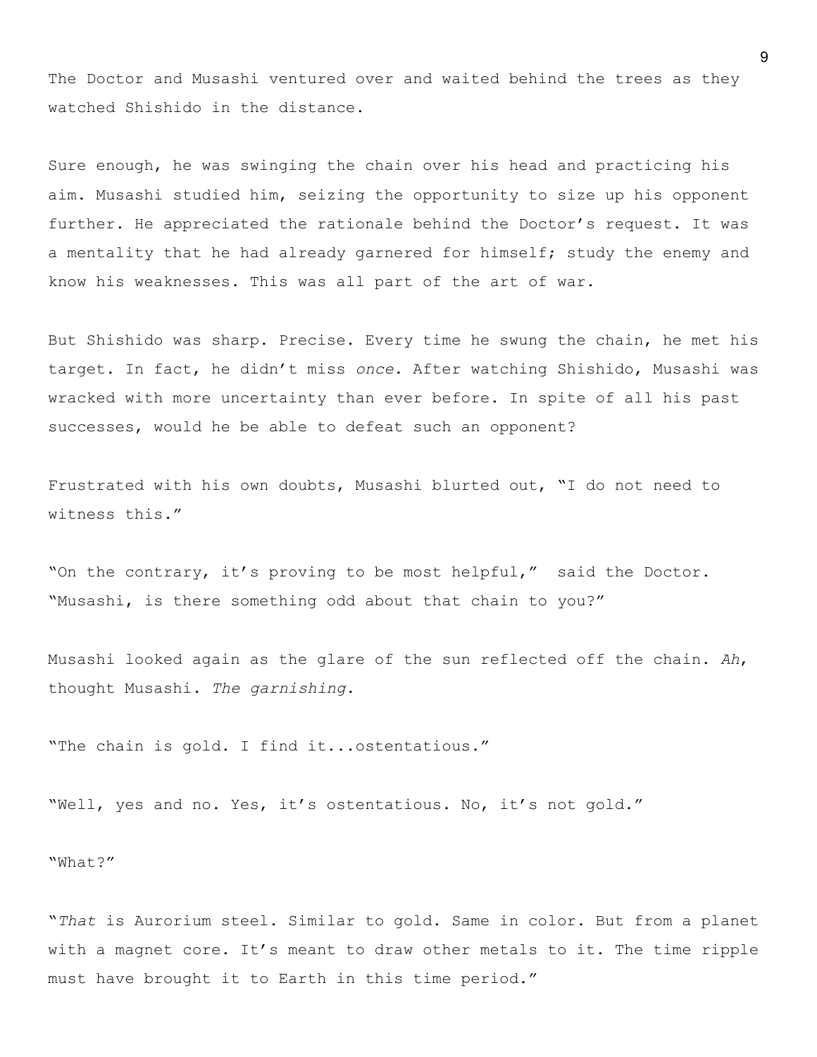The Doctor and Musashi ventured over and waited behind the trees as they watched Shishido in the distance.

Sure enough, he was swinging the chain over his head and practicing his aim. Musashi studied him, seizing the opportunity to size up his opponent further. He appreciated the rationale behind the Doctor's request. It was a mentality that he had already garnered for himself; study the enemy and know his weaknesses. This was all part of the art of war.

But Shishido was sharp. Precise. Every time he swung the chain, he met his target. In fact, he didn't miss *once*. After watching Shishido, Musashi was wracked with more uncertainty than ever before. In spite of all his past successes, would he be able to defeat such an opponent?

Frustrated with his own doubts, Musashi blurted out, "I do not need to witness this."

"On the contrary, it's proving to be most helpful," said the Doctor. "Musashi, is there something odd about that chain to you?"

Musashi looked again as the glare of the sun reflected off the chain. *Ah*, thought Musashi. *The garnishing.*

"The chain is gold. I find it...ostentatious."

"Well, yes and no. Yes, it's ostentatious. No, it's not gold."

"What?"

"*That* is Aurorium steel. Similar to gold. Same in color. But from a planet with a magnet core. It's meant to draw other metals to it. The time ripple must have brought it to Earth in this time period."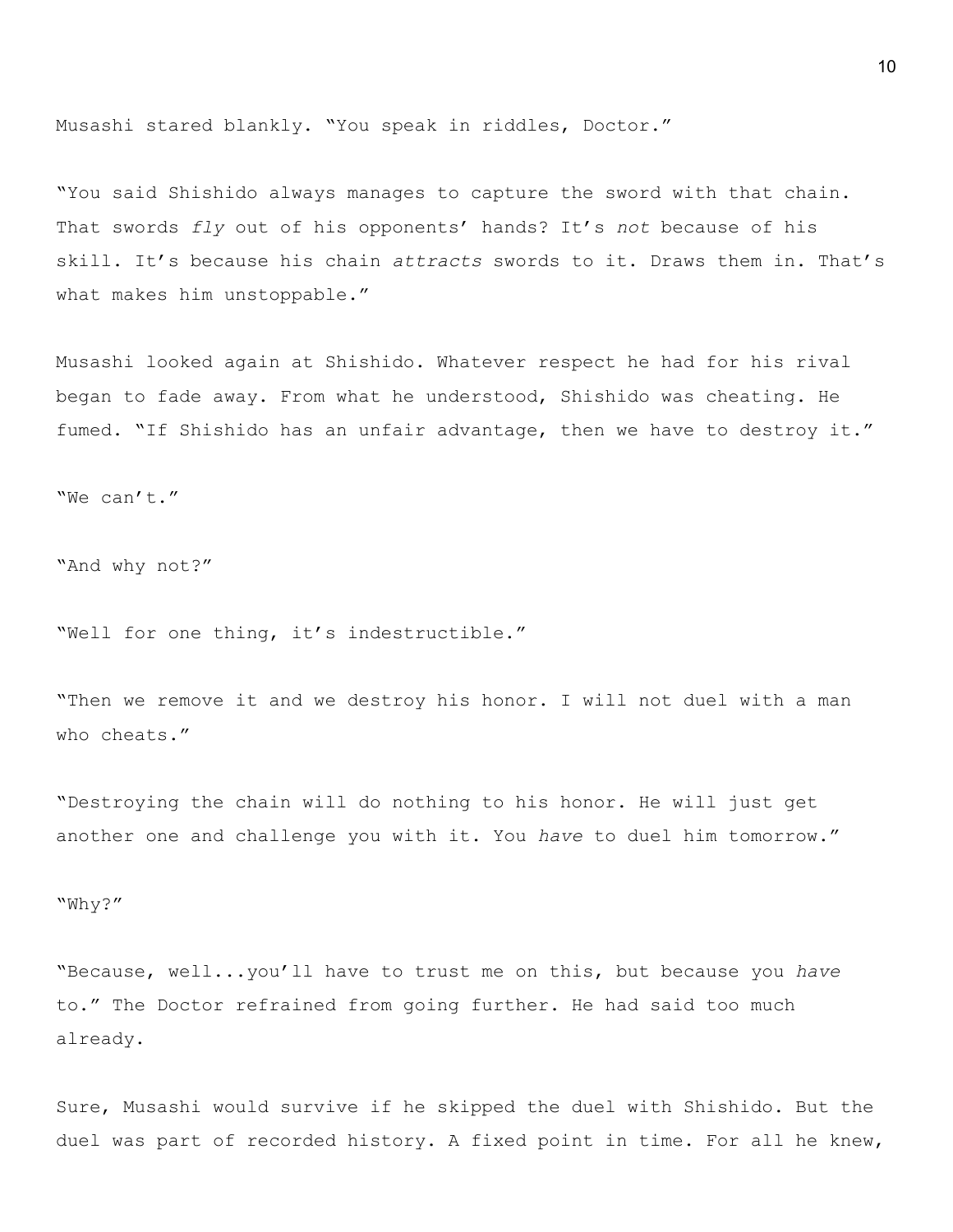Musashi stared blankly. "You speak in riddles, Doctor."

"You said Shishido always manages to capture the sword with that chain. That swords *fly* out of his opponents' hands? It's *not* because of his skill. It's because his chain *attracts* swords to it. Draws them in. That's what makes him unstoppable."

Musashi looked again at Shishido. Whatever respect he had for his rival began to fade away. From what he understood, Shishido was cheating. He fumed. "If Shishido has an unfair advantage, then we have to destroy it."

"We can't."

"And why not?"

"Well for one thing, it's indestructible."

"Then we remove it and we destroy his honor. I will not duel with a man who cheats."

"Destroying the chain will do nothing to his honor. He will just get another one and challenge you with it. You *have* to duel him tomorrow."

"Why?"

"Because, well...you'll have to trust me on this, but because you *have* to." The Doctor refrained from going further. He had said too much already.

Sure, Musashi would survive if he skipped the duel with Shishido. But the duel was part of recorded history. A fixed point in time. For all he knew,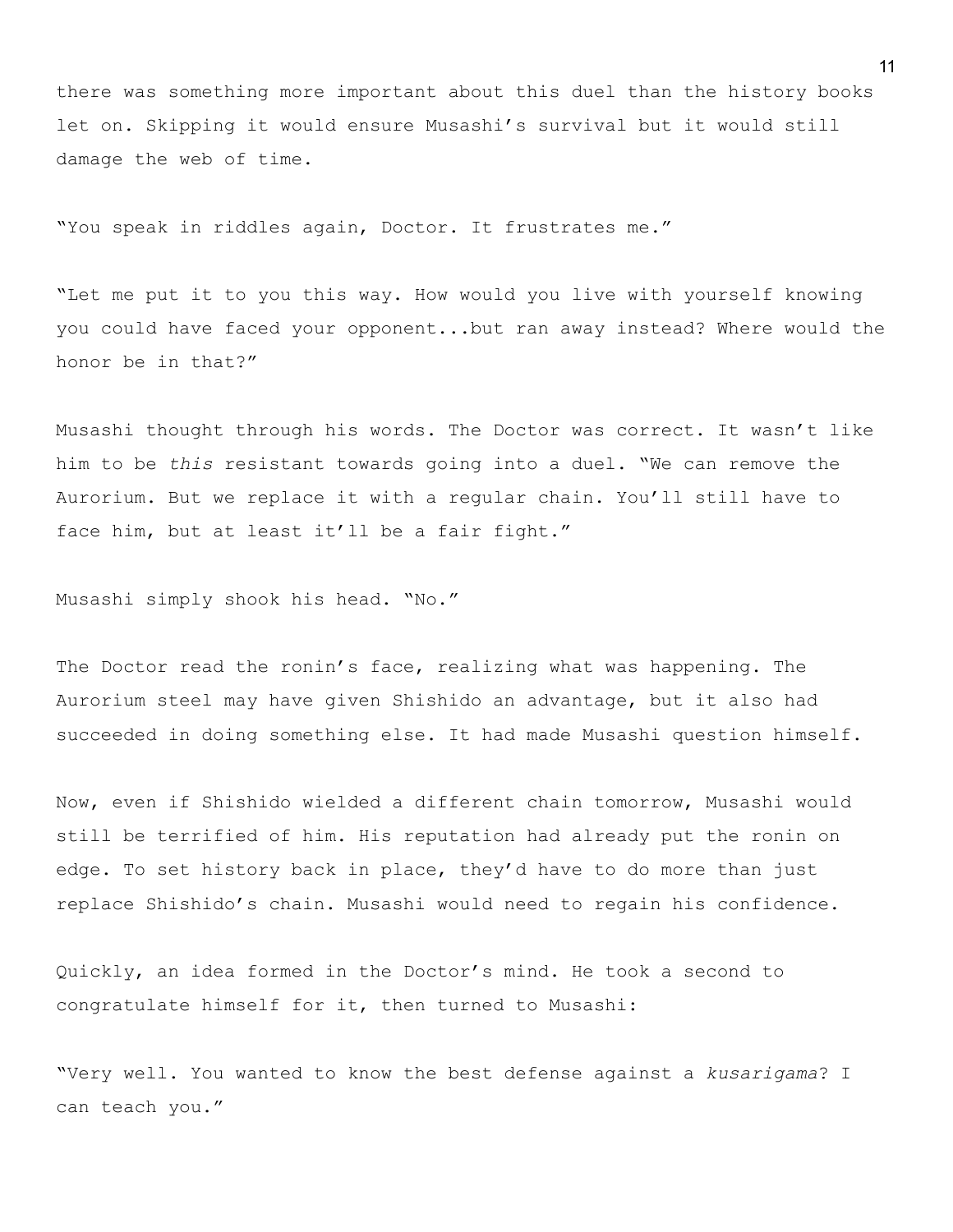there was something more important about this duel than the history books let on. Skipping it would ensure Musashi's survival but it would still damage the web of time.

"You speak in riddles again, Doctor. It frustrates me."

"Let me put it to you this way. How would you live with yourself knowing you could have faced your opponent...but ran away instead? Where would the honor be in that?"

Musashi thought through his words. The Doctor was correct. It wasn't like him to be *this* resistant towards going into a duel. "We can remove the Aurorium. But we replace it with a regular chain. You'll still have to face him, but at least it'll be a fair fight."

Musashi simply shook his head. "No."

The Doctor read the ronin's face, realizing what was happening. The Aurorium steel may have given Shishido an advantage, but it also had succeeded in doing something else. It had made Musashi question himself.

Now, even if Shishido wielded a different chain tomorrow, Musashi would still be terrified of him. His reputation had already put the ronin on edge. To set history back in place, they'd have to do more than just replace Shishido's chain. Musashi would need to regain his confidence.

Quickly, an idea formed in the Doctor's mind. He took a second to congratulate himself for it, then turned to Musashi:

"Very well. You wanted to know the best defense against a *kusarigama*? I can teach you."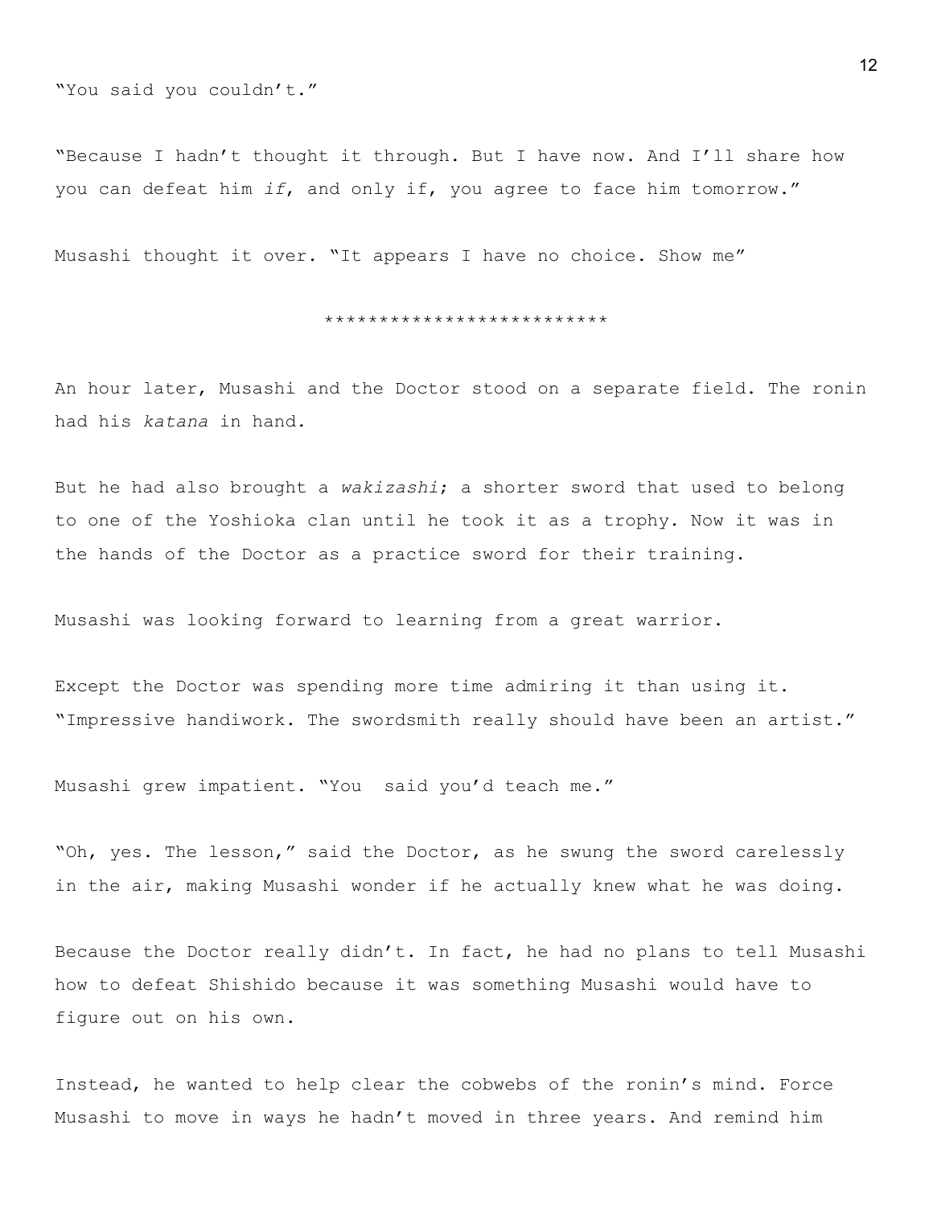"You said you couldn't."

"Because I hadn't thought it through. But I have now. And I'll share how you can defeat him *if*, and only if, you agree to face him tomorrow."

Musashi thought it over. "It appears I have no choice. Show me"

**************************

An hour later, Musashi and the Doctor stood on a separate field. The ronin had his *katana* in hand.

But he had also brought a *wakizashi*; a shorter sword that used to belong to one of the Yoshioka clan until he took it as a trophy. Now it was in the hands of the Doctor as a practice sword for their training.

Musashi was looking forward to learning from a great warrior.

Except the Doctor was spending more time admiring it than using it. "Impressive handiwork. The swordsmith really should have been an artist."

Musashi grew impatient. "You  said you'd teach me."

"Oh, yes. The lesson," said the Doctor, as he swung the sword carelessly in the air, making Musashi wonder if he actually knew what he was doing.

Because the Doctor really didn't. In fact, he had no plans to tell Musashi how to defeat Shishido because it was something Musashi would have to figure out on his own.

Instead, he wanted to help clear the cobwebs of the ronin's mind. Force Musashi to move in ways he hadn't moved in three years. And remind him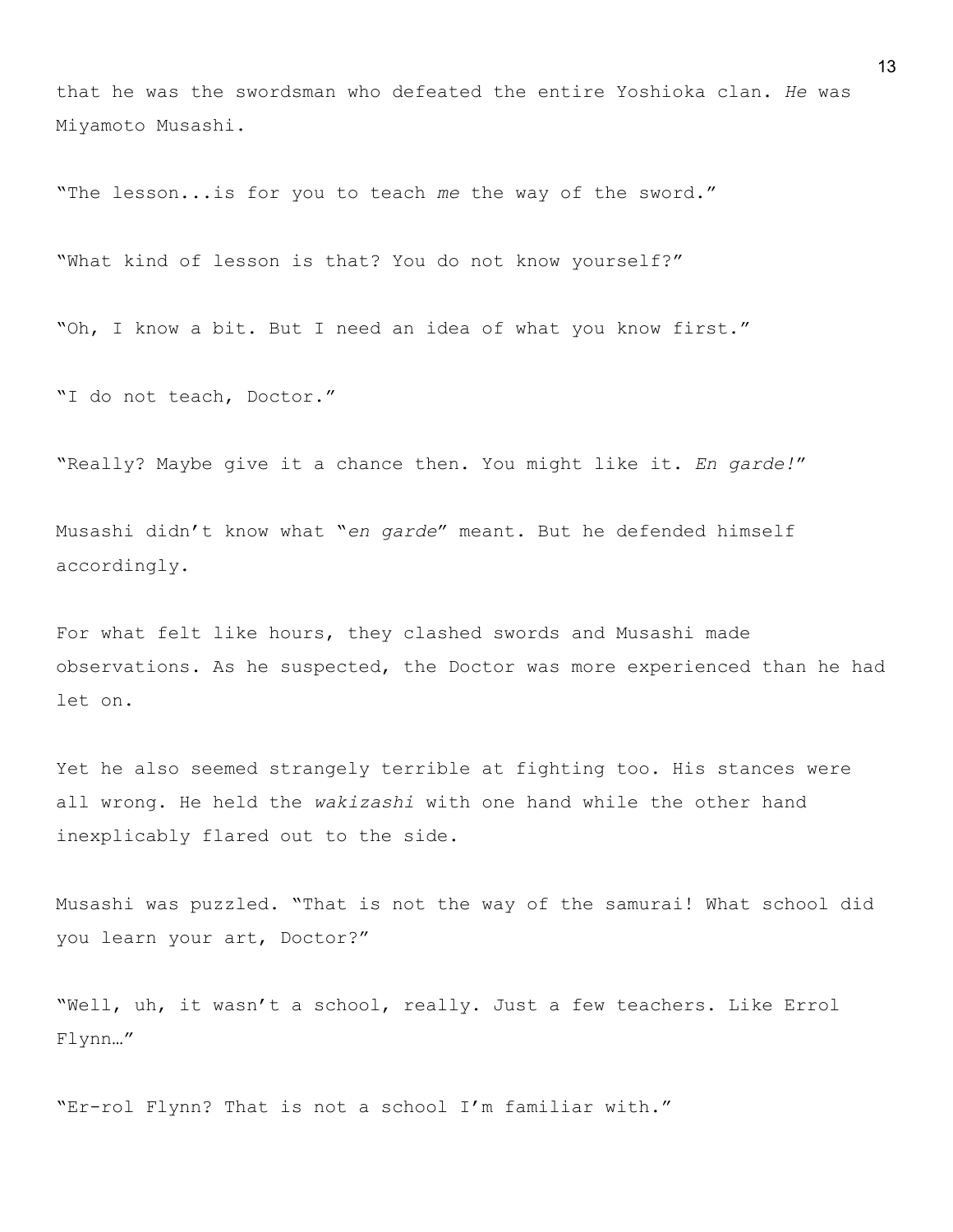that he was the swordsman who defeated the entire Yoshioka clan. *He* was Miyamoto Musashi.

"The lesson...is for you to teach *me* the way of the sword."

"What kind of lesson is that? You do not know yourself?"

"Oh, I know a bit. But I need an idea of what you know first."

"I do not teach, Doctor."

"Really? Maybe give it a chance then. You might like it. *En garde!*"

Musashi didn't know what "*en garde*" meant. But he defended himself accordingly.

For what felt like hours, they clashed swords and Musashi made observations. As he suspected, the Doctor was more experienced than he had let on.

Yet he also seemed strangely terrible at fighting too. His stances were all wrong. He held the *wakizashi* with one hand while the other hand inexplicably flared out to the side.

Musashi was puzzled. "That is not the way of the samurai! What school did you learn your art, Doctor?"

"Well, uh, it wasn't a school, really. Just a few teachers. Like Errol Flynn…"

"Er-rol Flynn? That is not a school I'm familiar with."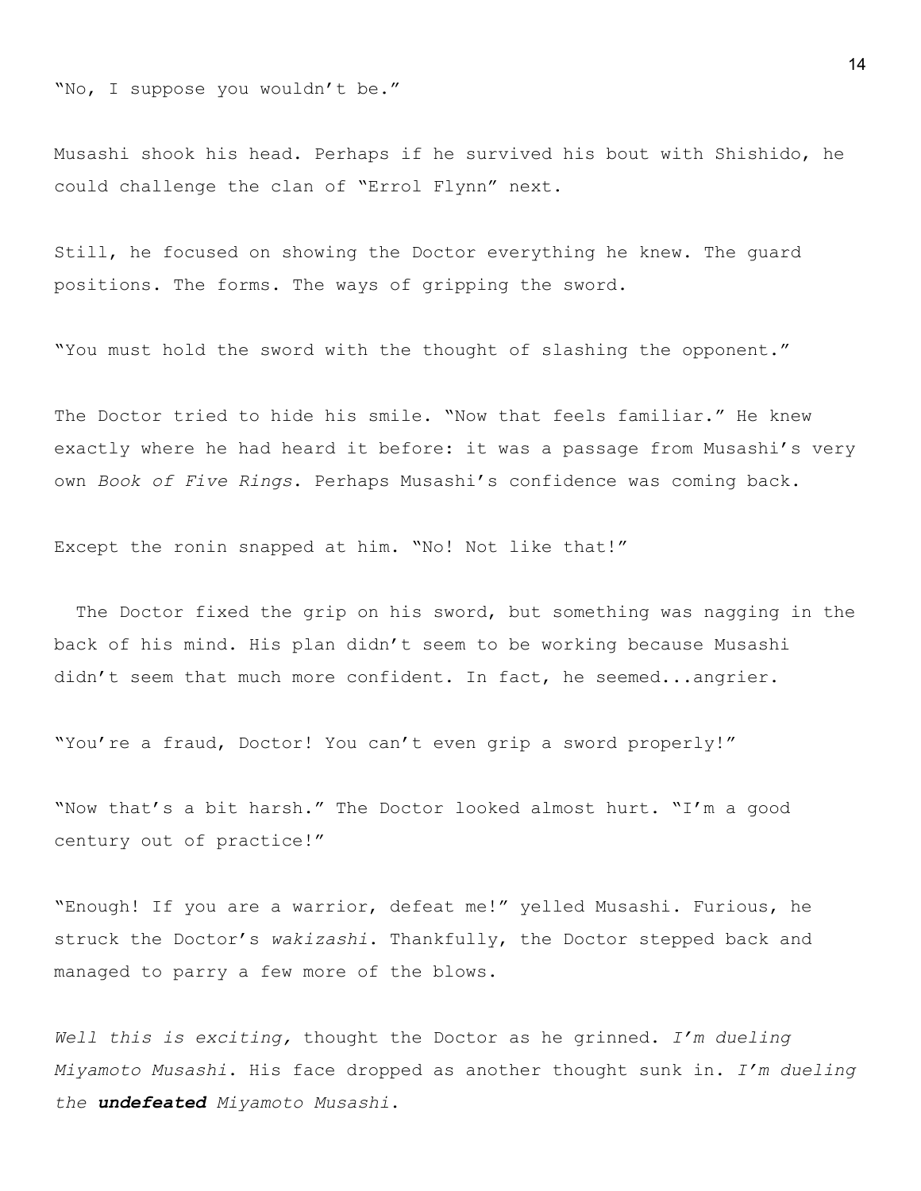"No, I suppose you wouldn't be."

Musashi shook his head. Perhaps if he survived his bout with Shishido, he could challenge the clan of "Errol Flynn" next.

Still, he focused on showing the Doctor everything he knew. The guard positions. The forms. The ways of gripping the sword.

"You must hold the sword with the thought of slashing the opponent."

The Doctor tried to hide his smile. "Now that feels familiar." He knew exactly where he had heard it before: it was a passage from Musashi's very own *Book of Five Rings*. Perhaps Musashi's confidence was coming back.

Except the ronin snapped at him. "No! Not like that!"

The Doctor fixed the grip on his sword, but something was nagging in the back of his mind. His plan didn't seem to be working because Musashi didn't seem that much more confident. In fact, he seemed...angrier.

"You're a fraud, Doctor! You can't even grip a sword properly!"

"Now that's a bit harsh." The Doctor looked almost hurt. "I'm a good century out of practice!"

"Enough! If you are a warrior, defeat me!" yelled Musashi. Furious, he struck the Doctor's *wakizashi*. Thankfully, the Doctor stepped back and managed to parry a few more of the blows.

*Well this is exciting,* thought the Doctor as he grinned. *I'm dueling Miyamoto Musashi*. His face dropped as another thought sunk in. *I'm dueling the* ***undefeated*** *Miyamoto Musashi*.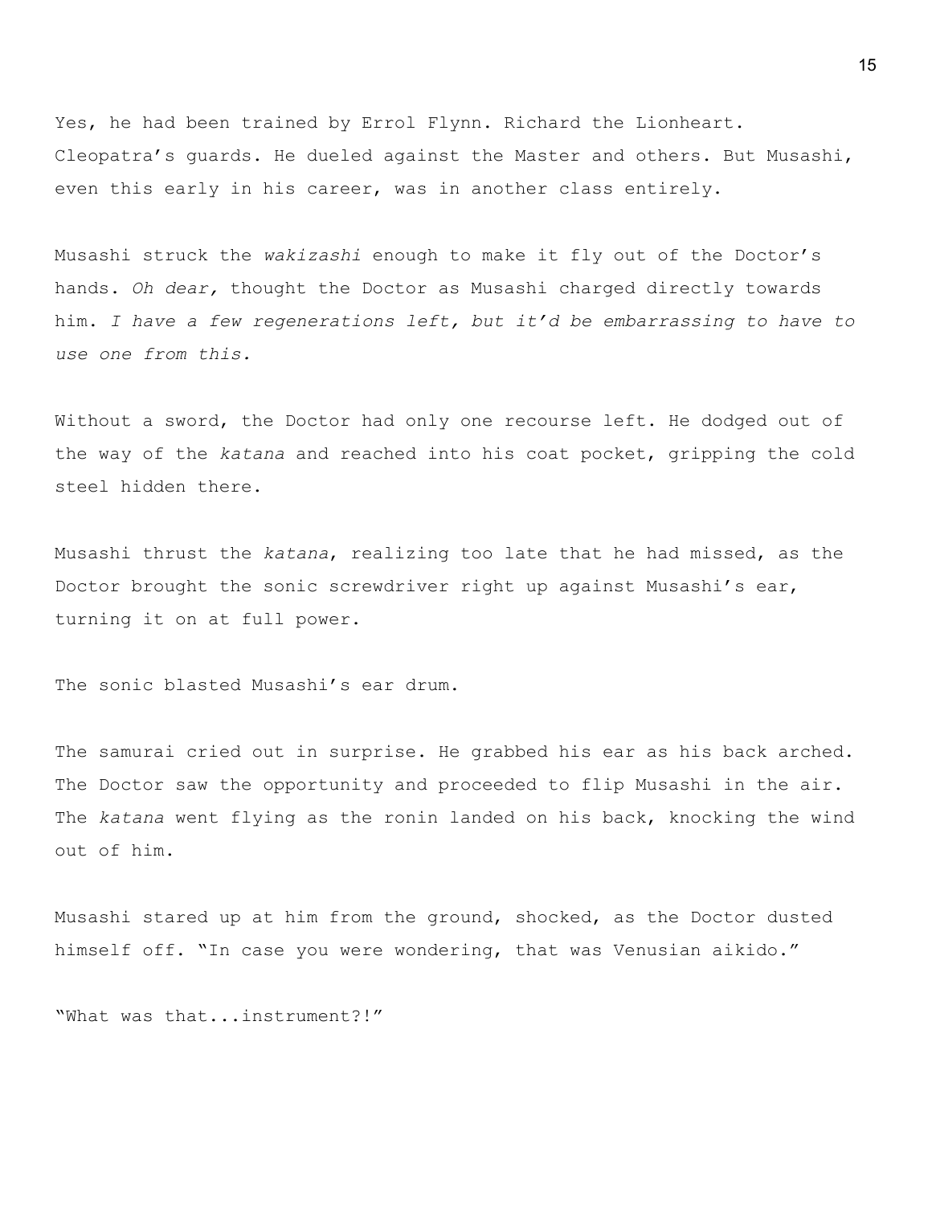Yes, he had been trained by Errol Flynn. Richard the Lionheart. Cleopatra's guards. He dueled against the Master and others. But Musashi, even this early in his career, was in another class entirely.

Musashi struck the *wakizashi* enough to make it fly out of the Doctor's hands. *Oh dear,* thought the Doctor as Musashi charged directly towards him. *I have a few regenerations left, but it'd be embarrassing to have to use one from this.*

Without a sword, the Doctor had only one recourse left. He dodged out of the way of the *katana* and reached into his coat pocket, gripping the cold steel hidden there.

Musashi thrust the *katana*, realizing too late that he had missed, as the Doctor brought the sonic screwdriver right up against Musashi's ear, turning it on at full power.

The sonic blasted Musashi's ear drum.

The samurai cried out in surprise. He grabbed his ear as his back arched. The Doctor saw the opportunity and proceeded to flip Musashi in the air. The *katana* went flying as the ronin landed on his back, knocking the wind out of him.

Musashi stared up at him from the ground, shocked, as the Doctor dusted himself off. "In case you were wondering, that was Venusian aikido."

"What was that...instrument?!"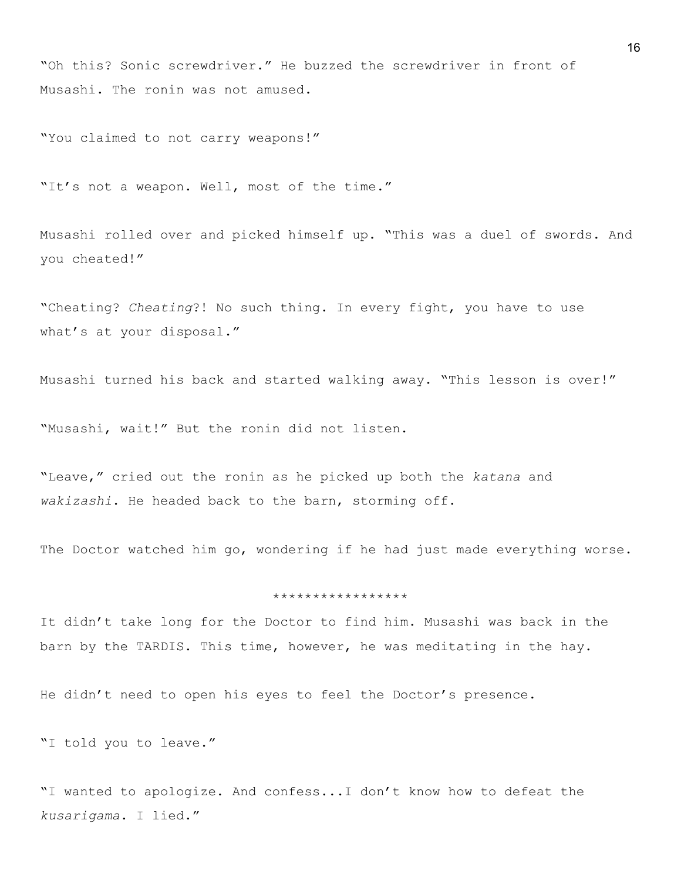"Oh this? Sonic screwdriver." He buzzed the screwdriver in front of Musashi. The ronin was not amused.

"You claimed to not carry weapons!"

"It's not a weapon. Well, most of the time."

Musashi rolled over and picked himself up. "This was a duel of swords. And you cheated!"

"Cheating? *Cheating*?! No such thing. In every fight, you have to use what's at your disposal."

Musashi turned his back and started walking away. "This lesson is over!"

"Musashi, wait!" But the ronin did not listen.

"Leave," cried out the ronin as he picked up both the *katana* and *wakizashi*. He headed back to the barn, storming off.

The Doctor watched him go, wondering if he had just made everything worse.

*****************

It didn't take long for the Doctor to find him. Musashi was back in the barn by the TARDIS. This time, however, he was meditating in the hay.

He didn't need to open his eyes to feel the Doctor's presence.

"I told you to leave."

"I wanted to apologize. And confess...I don't know how to defeat the *kusarigama*. I lied."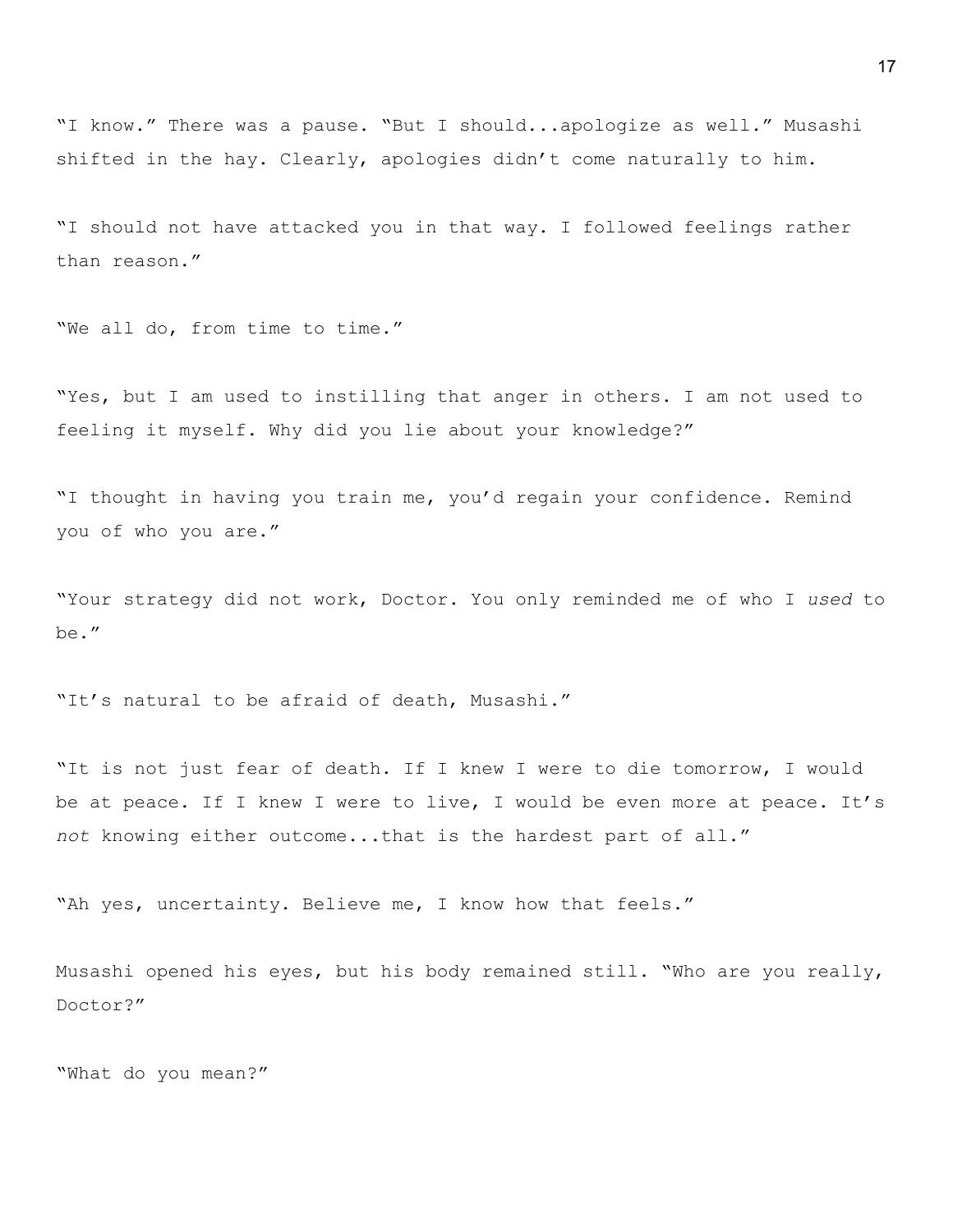"I know." There was a pause. "But I should...apologize as well." Musashi shifted in the hay. Clearly, apologies didn't come naturally to him.

"I should not have attacked you in that way. I followed feelings rather than reason."

"We all do, from time to time."

"Yes, but I am used to instilling that anger in others. I am not used to feeling it myself. Why did you lie about your knowledge?"

"I thought in having you train me, you'd regain your confidence. Remind you of who you are."

"Your strategy did not work, Doctor. You only reminded me of who I *used* to be."

"It's natural to be afraid of death, Musashi."

"It is not just fear of death. If I knew I were to die tomorrow, I would be at peace. If I knew I were to live, I would be even more at peace. It's *not* knowing either outcome...that is the hardest part of all."

"Ah yes, uncertainty. Believe me, I know how that feels."

Musashi opened his eyes, but his body remained still. "Who are you really, Doctor?"

"What do you mean?"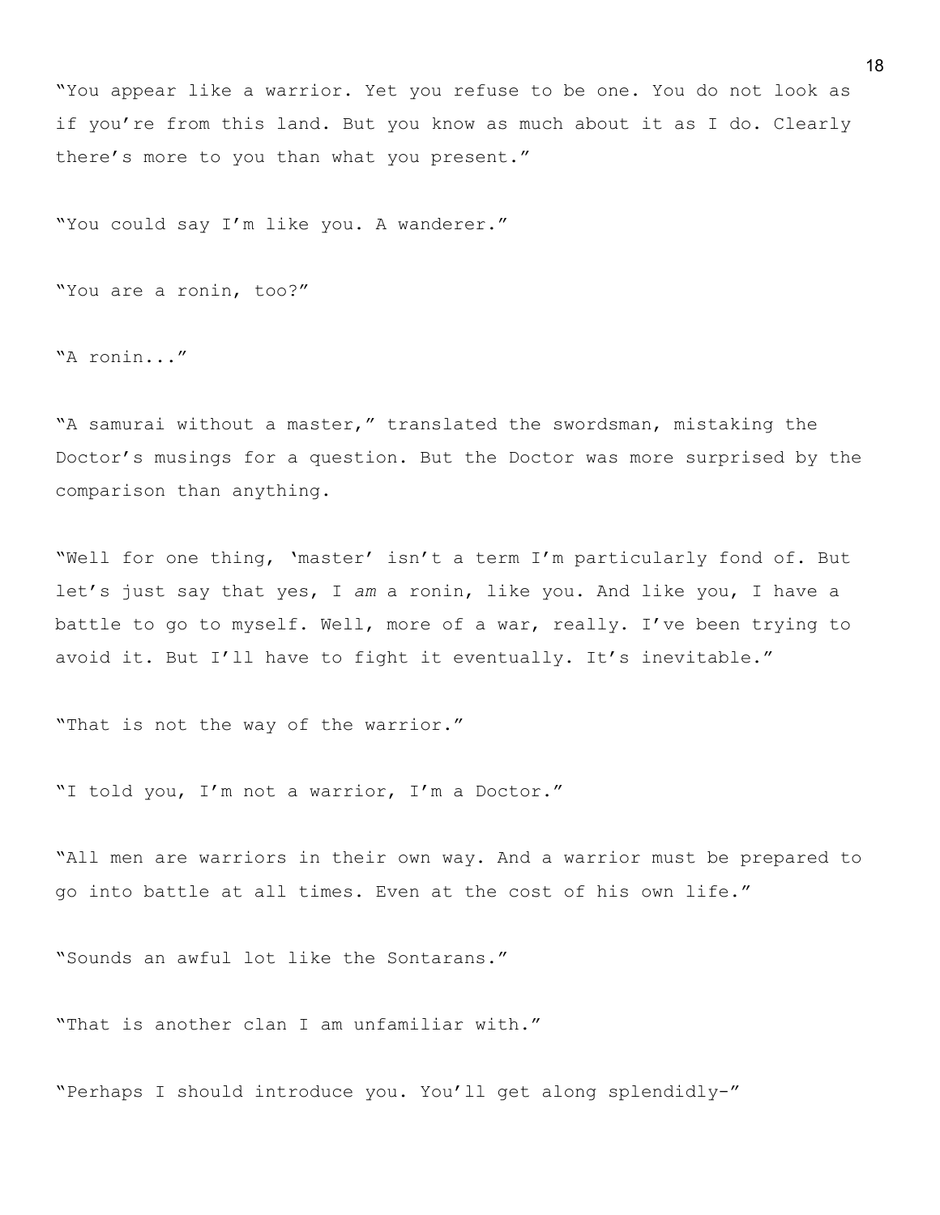"You appear like a warrior. Yet you refuse to be one. You do not look as if you're from this land. But you know as much about it as I do. Clearly there's more to you than what you present."

"You could say I'm like you. A wanderer."

"You are a ronin, too?"

"A ronin..."

"A samurai without a master," translated the swordsman, mistaking the Doctor's musings for a question. But the Doctor was more surprised by the comparison than anything.

"Well for one thing, 'master' isn't a term I'm particularly fond of. But let's just say that yes, I *am* a ronin, like you. And like you, I have a battle to go to myself. Well, more of a war, really. I've been trying to avoid it. But I'll have to fight it eventually. It's inevitable."

"That is not the way of the warrior."

"I told you, I'm not a warrior, I'm a Doctor."

"All men are warriors in their own way. And a warrior must be prepared to go into battle at all times. Even at the cost of his own life."

"Sounds an awful lot like the Sontarans."

"That is another clan I am unfamiliar with."

"Perhaps I should introduce you. You'll get along splendidly-"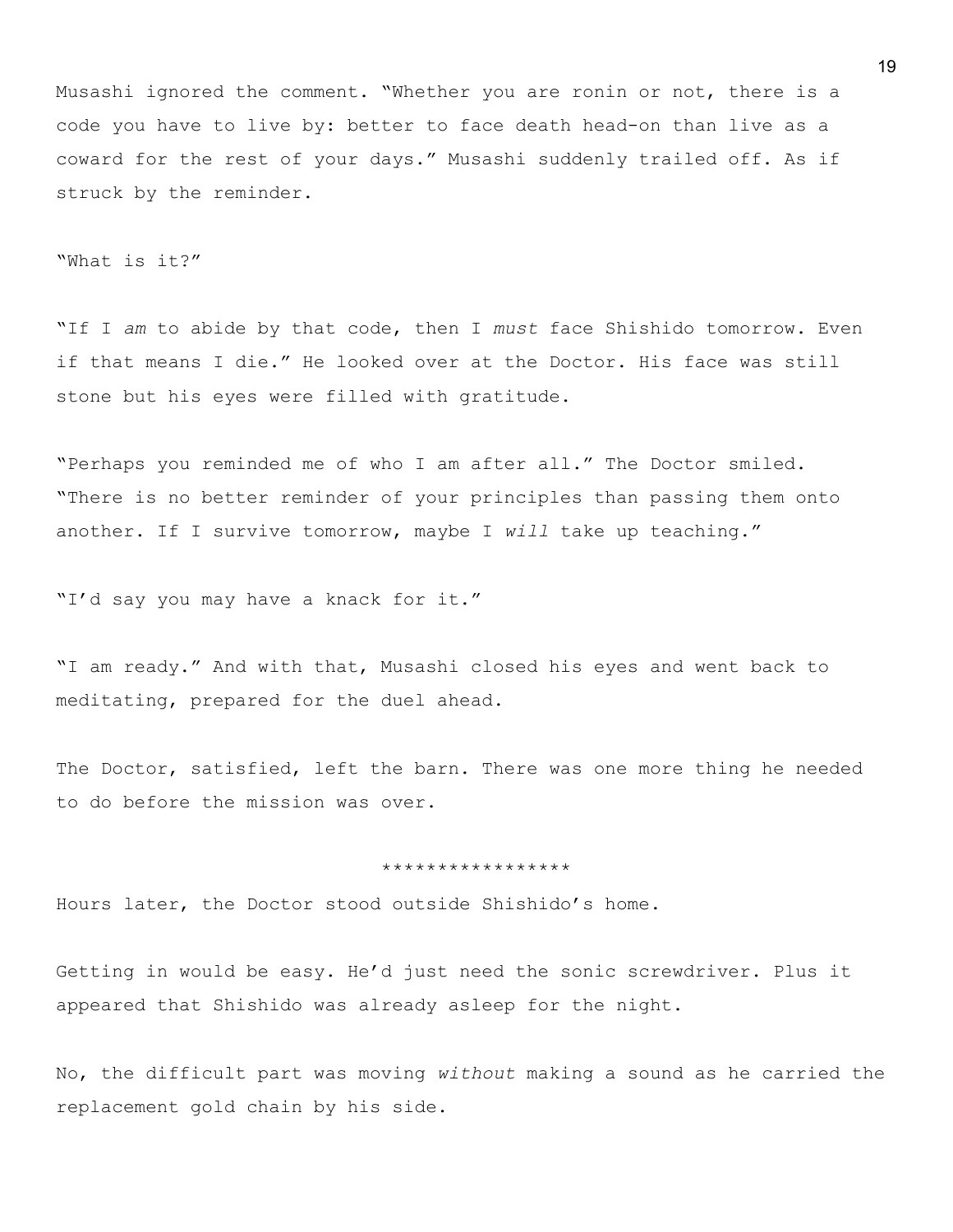Musashi ignored the comment. "Whether you are ronin or not, there is a code you have to live by: better to face death head-on than live as a coward for the rest of your days." Musashi suddenly trailed off. As if struck by the reminder.

"What is it?"

"If I *am* to abide by that code, then I *must* face Shishido tomorrow. Even if that means I die." He looked over at the Doctor. His face was still stone but his eyes were filled with gratitude.

"Perhaps you reminded me of who I am after all." The Doctor smiled. "There is no better reminder of your principles than passing them onto another. If I survive tomorrow, maybe I *will* take up teaching."

"I'd say you may have a knack for it."

"I am ready." And with that, Musashi closed his eyes and went back to meditating, prepared for the duel ahead.

The Doctor, satisfied, left the barn. There was one more thing he needed to do before the mission was over.

*****************

Hours later, the Doctor stood outside Shishido's home.

Getting in would be easy. He'd just need the sonic screwdriver. Plus it appeared that Shishido was already asleep for the night.

No, the difficult part was moving *without* making a sound as he carried the replacement gold chain by his side.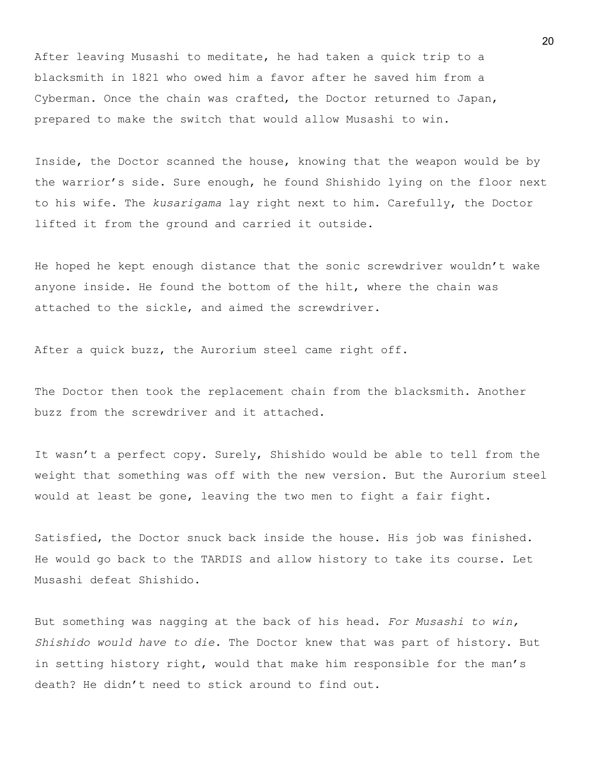After leaving Musashi to meditate, he had taken a quick trip to a blacksmith in 1821 who owed him a favor after he saved him from a Cyberman. Once the chain was crafted, the Doctor returned to Japan, prepared to make the switch that would allow Musashi to win.

Inside, the Doctor scanned the house, knowing that the weapon would be by the warrior's side. Sure enough, he found Shishido lying on the floor next to his wife. The *kusarigama* lay right next to him. Carefully, the Doctor lifted it from the ground and carried it outside.

He hoped he kept enough distance that the sonic screwdriver wouldn't wake anyone inside. He found the bottom of the hilt, where the chain was attached to the sickle, and aimed the screwdriver.

After a quick buzz, the Aurorium steel came right off.

The Doctor then took the replacement chain from the blacksmith. Another buzz from the screwdriver and it attached.

It wasn't a perfect copy. Surely, Shishido would be able to tell from the weight that something was off with the new version. But the Aurorium steel would at least be gone, leaving the two men to fight a fair fight.

Satisfied, the Doctor snuck back inside the house. His job was finished. He would go back to the TARDIS and allow history to take its course. Let Musashi defeat Shishido.

But something was nagging at the back of his head. *For Musashi to win, Shishido would have to die.* The Doctor knew that was part of history. But in setting history right, would that make him responsible for the man's death? He didn't need to stick around to find out.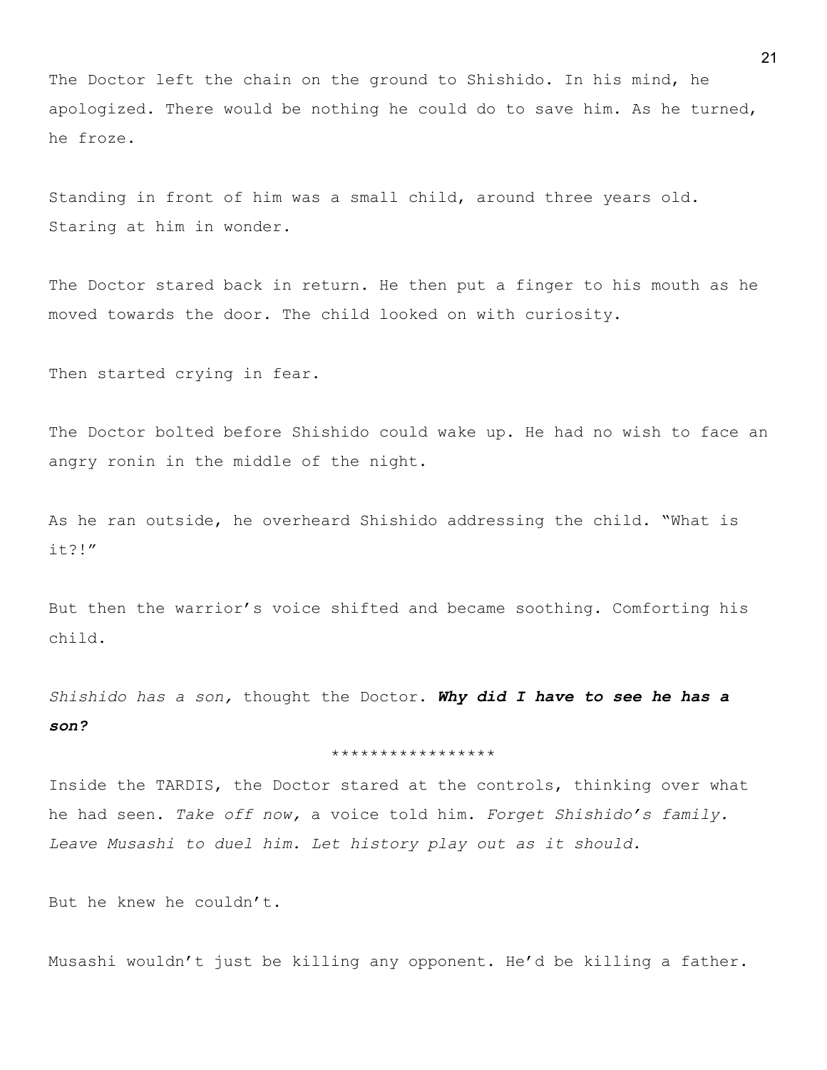The Doctor left the chain on the ground to Shishido. In his mind, he apologized. There would be nothing he could do to save him. As he turned, he froze.

Standing in front of him was a small child, around three years old. Staring at him in wonder.

The Doctor stared back in return. He then put a finger to his mouth as he moved towards the door. The child looked on with curiosity.

Then started crying in fear.

The Doctor bolted before Shishido could wake up. He had no wish to face an angry ronin in the middle of the night.

As he ran outside, he overheard Shishido addressing the child. "What is it?!"

But then the warrior's voice shifted and became soothing. Comforting his child.

*Shishido has a son,* thought the Doctor. ***Why did I have to see he has a son?***

*****************

Inside the TARDIS, the Doctor stared at the controls, thinking over what he had seen. *Take off now,* a voice told him. *Forget Shishido's family. Leave Musashi to duel him. Let history play out as it should.*

But he knew he couldn't.

Musashi wouldn't just be killing any opponent. He'd be killing a father.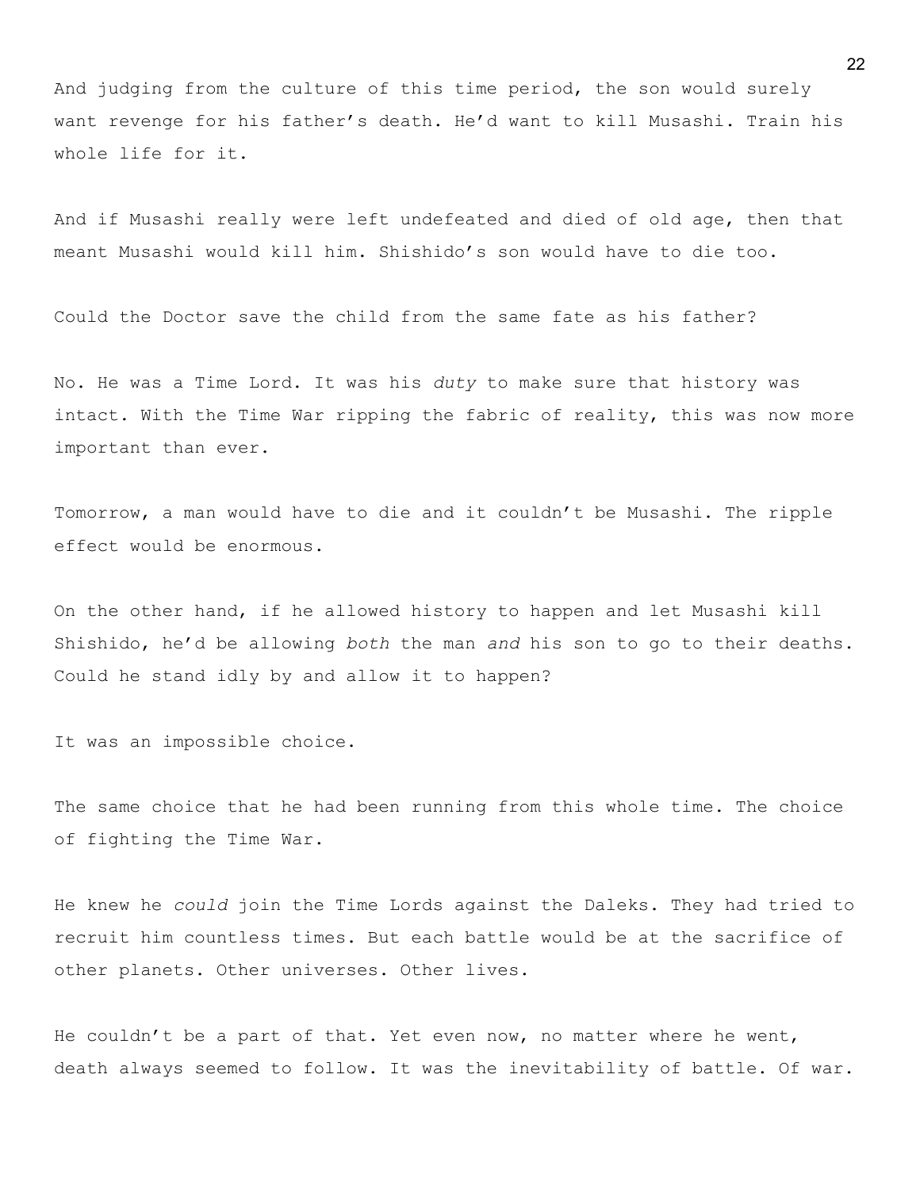And judging from the culture of this time period, the son would surely want revenge for his father's death. He'd want to kill Musashi. Train his whole life for it.

And if Musashi really were left undefeated and died of old age, then that meant Musashi would kill him. Shishido's son would have to die too.

Could the Doctor save the child from the same fate as his father?

No. He was a Time Lord. It was his *duty* to make sure that history was intact. With the Time War ripping the fabric of reality, this was now more important than ever.

Tomorrow, a man would have to die and it couldn't be Musashi. The ripple effect would be enormous.

On the other hand, if he allowed history to happen and let Musashi kill Shishido, he'd be allowing *both* the man *and* his son to go to their deaths. Could he stand idly by and allow it to happen?

It was an impossible choice.

The same choice that he had been running from this whole time. The choice of fighting the Time War.

He knew he *could* join the Time Lords against the Daleks. They had tried to recruit him countless times. But each battle would be at the sacrifice of other planets. Other universes. Other lives.

He couldn't be a part of that. Yet even now, no matter where he went, death always seemed to follow. It was the inevitability of battle. Of war.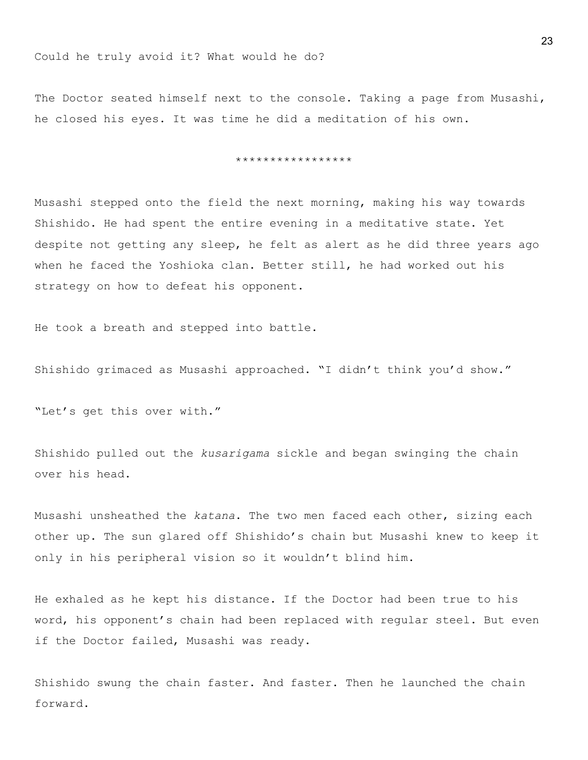Could he truly avoid it? What would he do?

The Doctor seated himself next to the console. Taking a page from Musashi, he closed his eyes. It was time he did a meditation of his own.

*****************

Musashi stepped onto the field the next morning, making his way towards Shishido. He had spent the entire evening in a meditative state. Yet despite not getting any sleep, he felt as alert as he did three years ago when he faced the Yoshioka clan. Better still, he had worked out his strategy on how to defeat his opponent.

He took a breath and stepped into battle.

Shishido grimaced as Musashi approached. “I didn’t think you’d show.”

“Let’s get this over with.”

Shishido pulled out the *kusarigama* sickle and began swinging the chain over his head.

Musashi unsheathed the *katana*. The two men faced each other, sizing each other up. The sun glared off Shishido’s chain but Musashi knew to keep it only in his peripheral vision so it wouldn’t blind him.

He exhaled as he kept his distance. If the Doctor had been true to his word, his opponent’s chain had been replaced with regular steel. But even if the Doctor failed, Musashi was ready.

Shishido swung the chain faster. And faster. Then he launched the chain forward.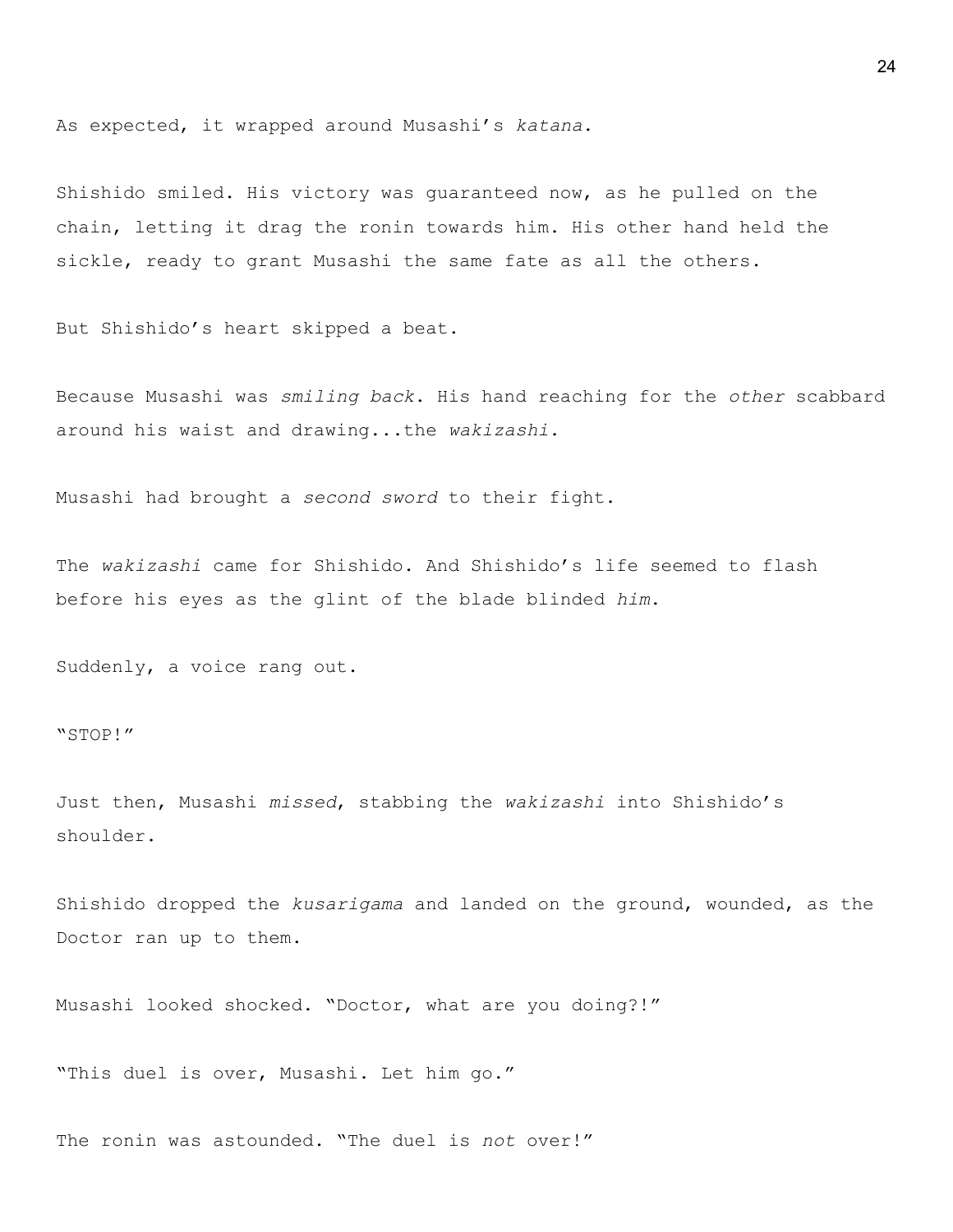As expected, it wrapped around Musashi's *katana*.

Shishido smiled. His victory was guaranteed now, as he pulled on the chain, letting it drag the ronin towards him. His other hand held the sickle, ready to grant Musashi the same fate as all the others.

But Shishido's heart skipped a beat.

Because Musashi was *smiling back*. His hand reaching for the *other* scabbard around his waist and drawing...the *wakizashi*.

Musashi had brought a *second sword* to their fight.

The *wakizashi* came for Shishido. And Shishido's life seemed to flash before his eyes as the glint of the blade blinded *him*.

Suddenly, a voice rang out.

"STOP!"

Just then, Musashi *missed*, stabbing the *wakizashi* into Shishido's shoulder.

Shishido dropped the *kusarigama* and landed on the ground, wounded, as the Doctor ran up to them.

Musashi looked shocked. "Doctor, what are you doing?!"

"This duel is over, Musashi. Let him go."

The ronin was astounded. "The duel is *not* over!"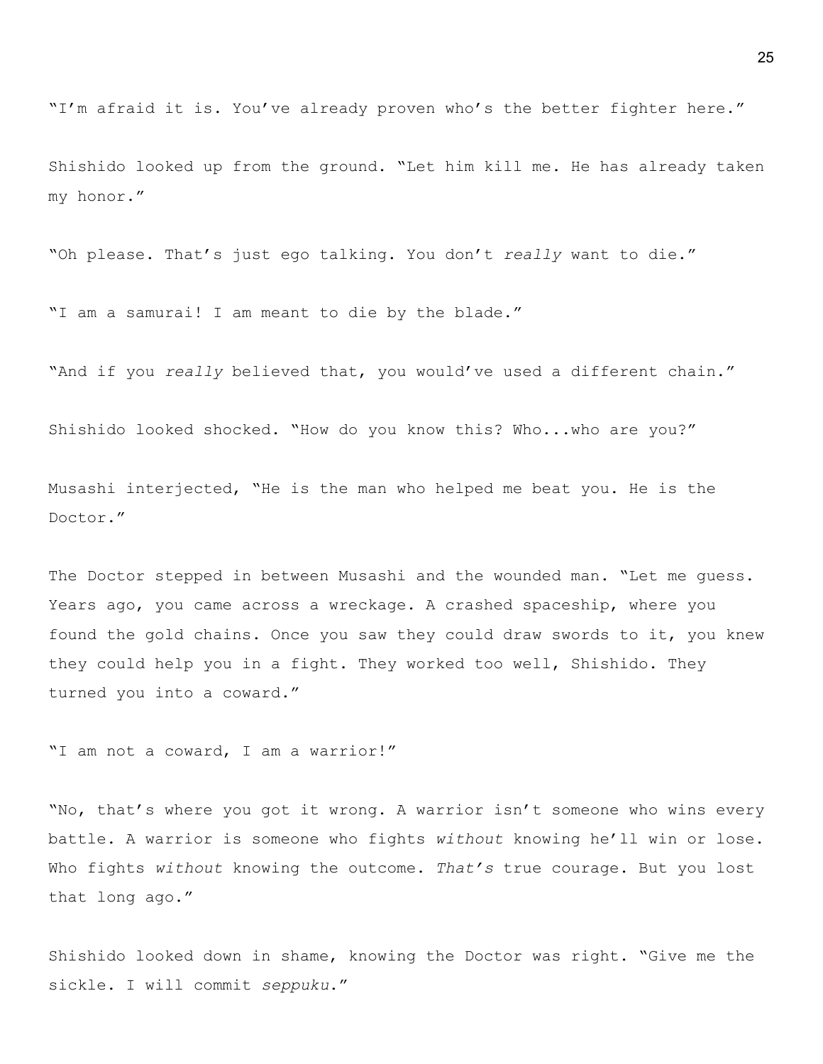"I'm afraid it is. You've already proven who's the better fighter here."

Shishido looked up from the ground. "Let him kill me. He has already taken my honor."

"Oh please. That's just ego talking. You don't *really* want to die."

"I am a samurai! I am meant to die by the blade."

"And if you *really* believed that, you would've used a different chain."

Shishido looked shocked. "How do you know this? Who...who are you?"

Musashi interjected, "He is the man who helped me beat you. He is the Doctor."

The Doctor stepped in between Musashi and the wounded man. "Let me guess. Years ago, you came across a wreckage. A crashed spaceship, where you found the gold chains. Once you saw they could draw swords to it, you knew they could help you in a fight. They worked too well, Shishido. They turned you into a coward."

"I am not a coward, I am a warrior!"

"No, that's where you got it wrong. A warrior isn't someone who wins every battle. A warrior is someone who fights *without* knowing he'll win or lose. Who fights *without* knowing the outcome. *That's* true courage. But you lost that long ago."

Shishido looked down in shame, knowing the Doctor was right. "Give me the sickle. I will commit *seppuku*."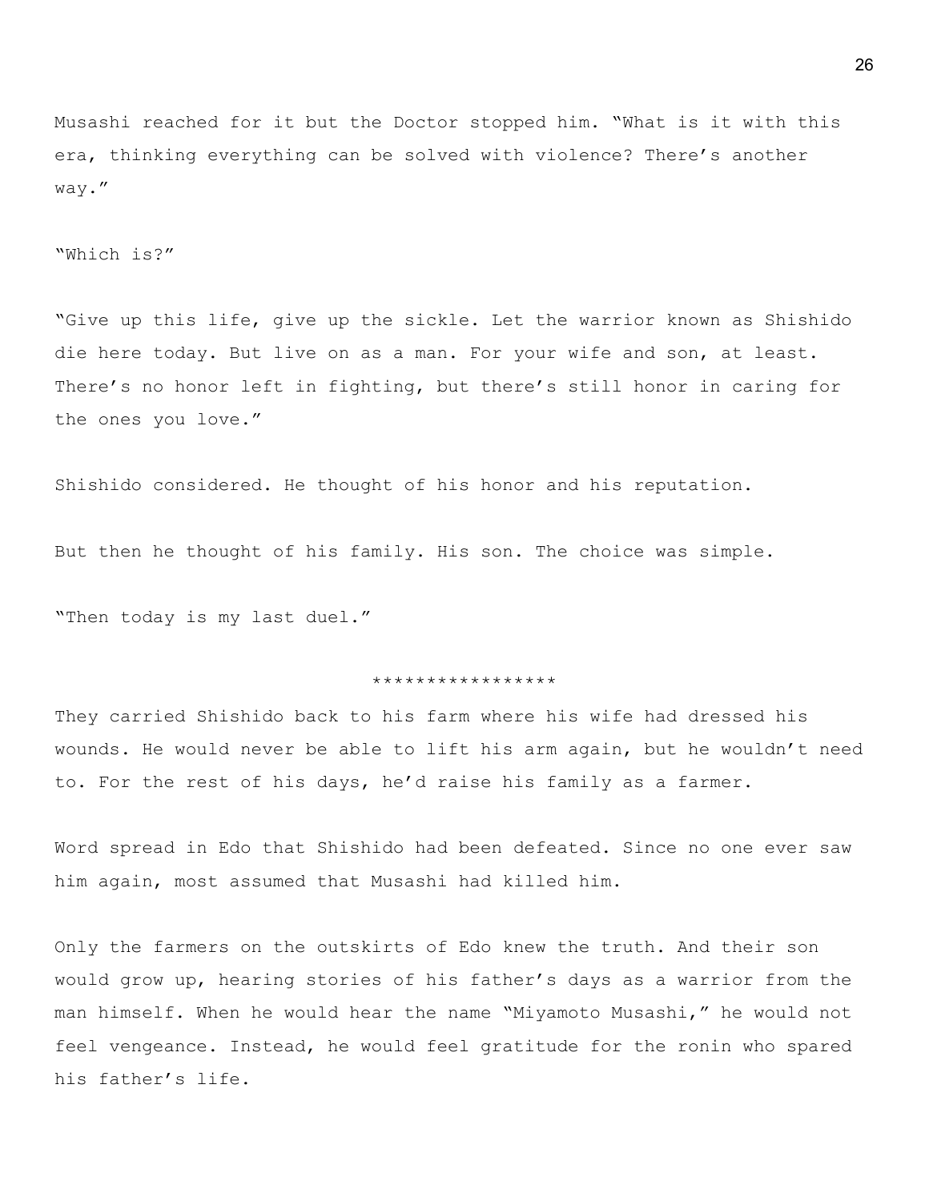Musashi reached for it but the Doctor stopped him. "What is it with this era, thinking everything can be solved with violence? There's another way."

"Which is?"

"Give up this life, give up the sickle. Let the warrior known as Shishido die here today. But live on as a man. For your wife and son, at least. There's no honor left in fighting, but there's still honor in caring for the ones you love."

Shishido considered. He thought of his honor and his reputation.

But then he thought of his family. His son. The choice was simple.

"Then today is my last duel."

*****************

They carried Shishido back to his farm where his wife had dressed his wounds. He would never be able to lift his arm again, but he wouldn't need to. For the rest of his days, he'd raise his family as a farmer.

Word spread in Edo that Shishido had been defeated. Since no one ever saw him again, most assumed that Musashi had killed him.

Only the farmers on the outskirts of Edo knew the truth. And their son would grow up, hearing stories of his father's days as a warrior from the man himself. When he would hear the name "Miyamoto Musashi," he would not feel vengeance. Instead, he would feel gratitude for the ronin who spared his father's life.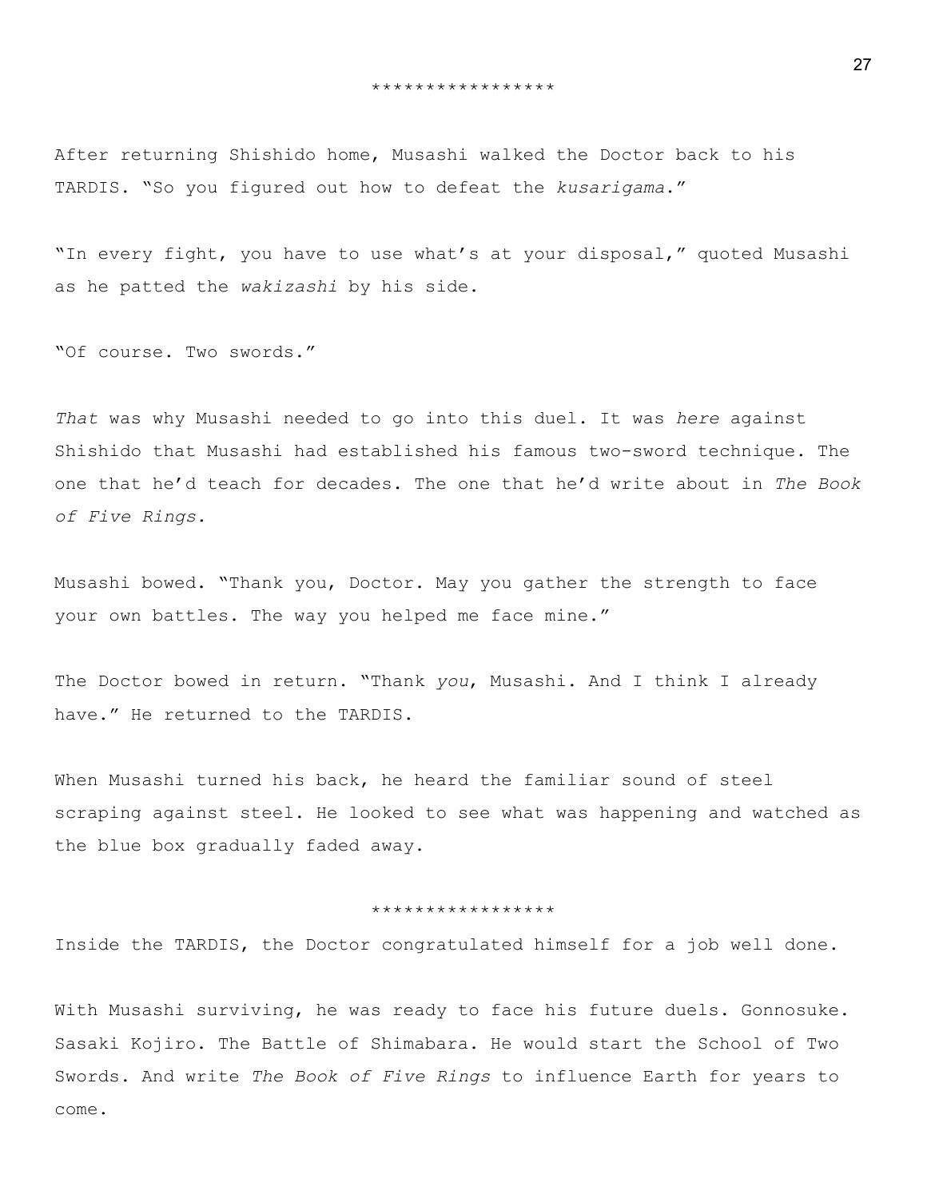*****************

After returning Shishido home, Musashi walked the Doctor back to his TARDIS. "So you figured out how to defeat the *kusarigama*."

"In every fight, you have to use what's at your disposal," quoted Musashi as he patted the *wakizashi* by his side.

"Of course. Two swords."

*That* was why Musashi needed to go into this duel. It was *here* against Shishido that Musashi had established his famous two-sword technique. The one that he'd teach for decades. The one that he'd write about in *The Book of Five Rings.*

Musashi bowed. "Thank you, Doctor. May you gather the strength to face your own battles. The way you helped me face mine."

The Doctor bowed in return. "Thank *you*, Musashi. And I think I already have." He returned to the TARDIS.

When Musashi turned his back, he heard the familiar sound of steel scraping against steel. He looked to see what was happening and watched as the blue box gradually faded away.

*****************

Inside the TARDIS, the Doctor congratulated himself for a job well done.

With Musashi surviving, he was ready to face his future duels. Gonnosuke. Sasaki Kojiro. The Battle of Shimabara. He would start the School of Two Swords. And write *The Book of Five Rings* to influence Earth for years to come.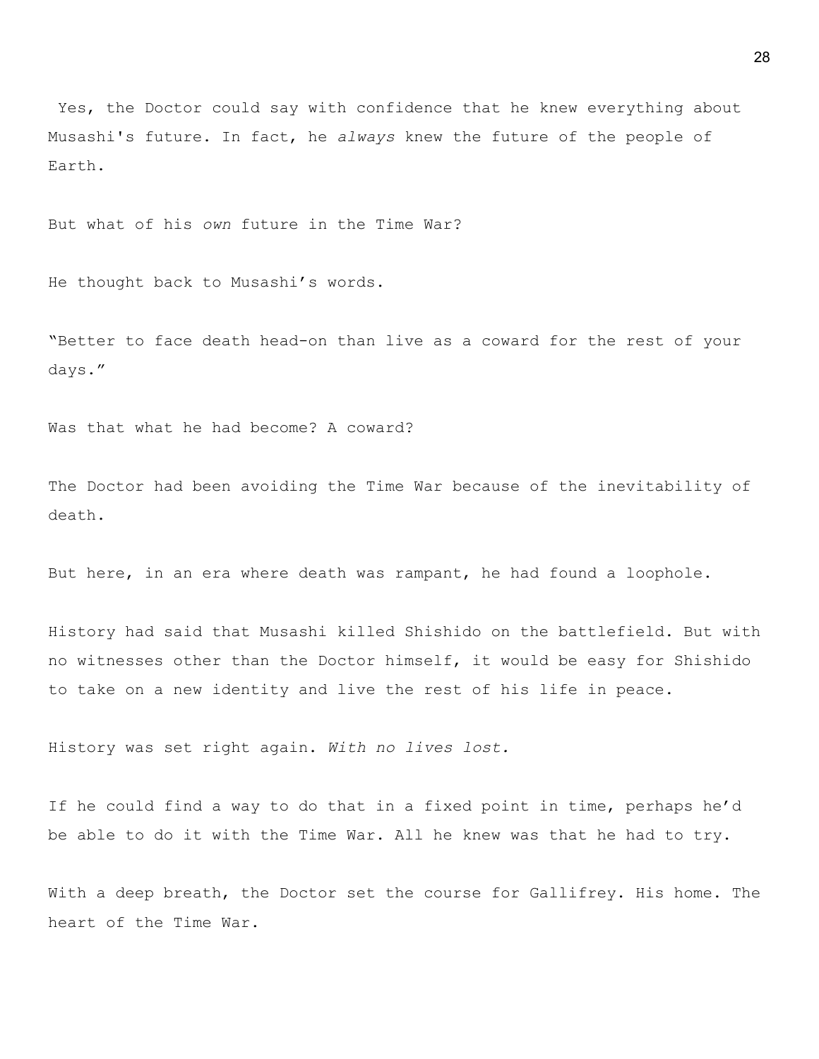Yes, the Doctor could say with confidence that he knew everything about Musashi's future. In fact, he *always* knew the future of the people of Earth.

But what of his *own* future in the Time War?

He thought back to Musashi's words.

"Better to face death head-on than live as a coward for the rest of your days."

Was that what he had become? A coward?

The Doctor had been avoiding the Time War because of the inevitability of death.

But here, in an era where death was rampant, he had found a loophole.

History had said that Musashi killed Shishido on the battlefield. But with no witnesses other than the Doctor himself, it would be easy for Shishido to take on a new identity and live the rest of his life in peace.

History was set right again. *With no lives lost.*

If he could find a way to do that in a fixed point in time, perhaps he'd be able to do it with the Time War. All he knew was that he had to try.

With a deep breath, the Doctor set the course for Gallifrey. His home. The heart of the Time War.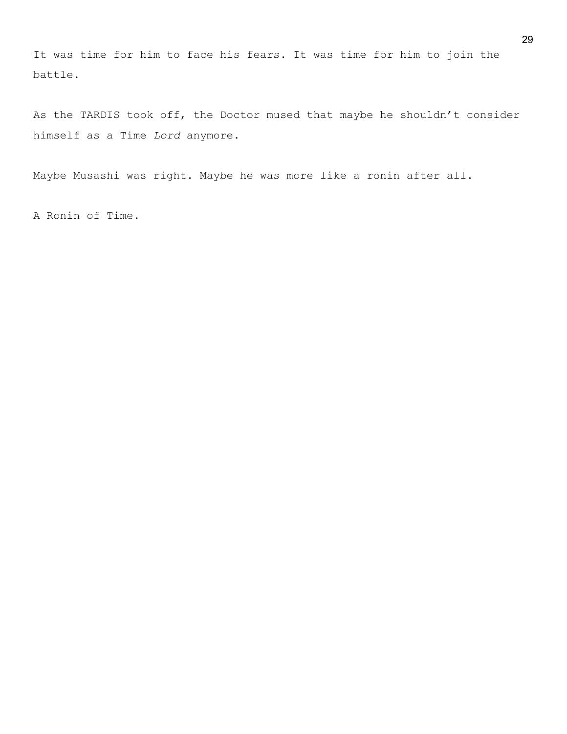It was time for him to face his fears. It was time for him to join the battle.

As the TARDIS took off, the Doctor mused that maybe he shouldn't consider himself as a Time *Lord* anymore.

Maybe Musashi was right. Maybe he was more like a ronin after all.

A Ronin of Time.